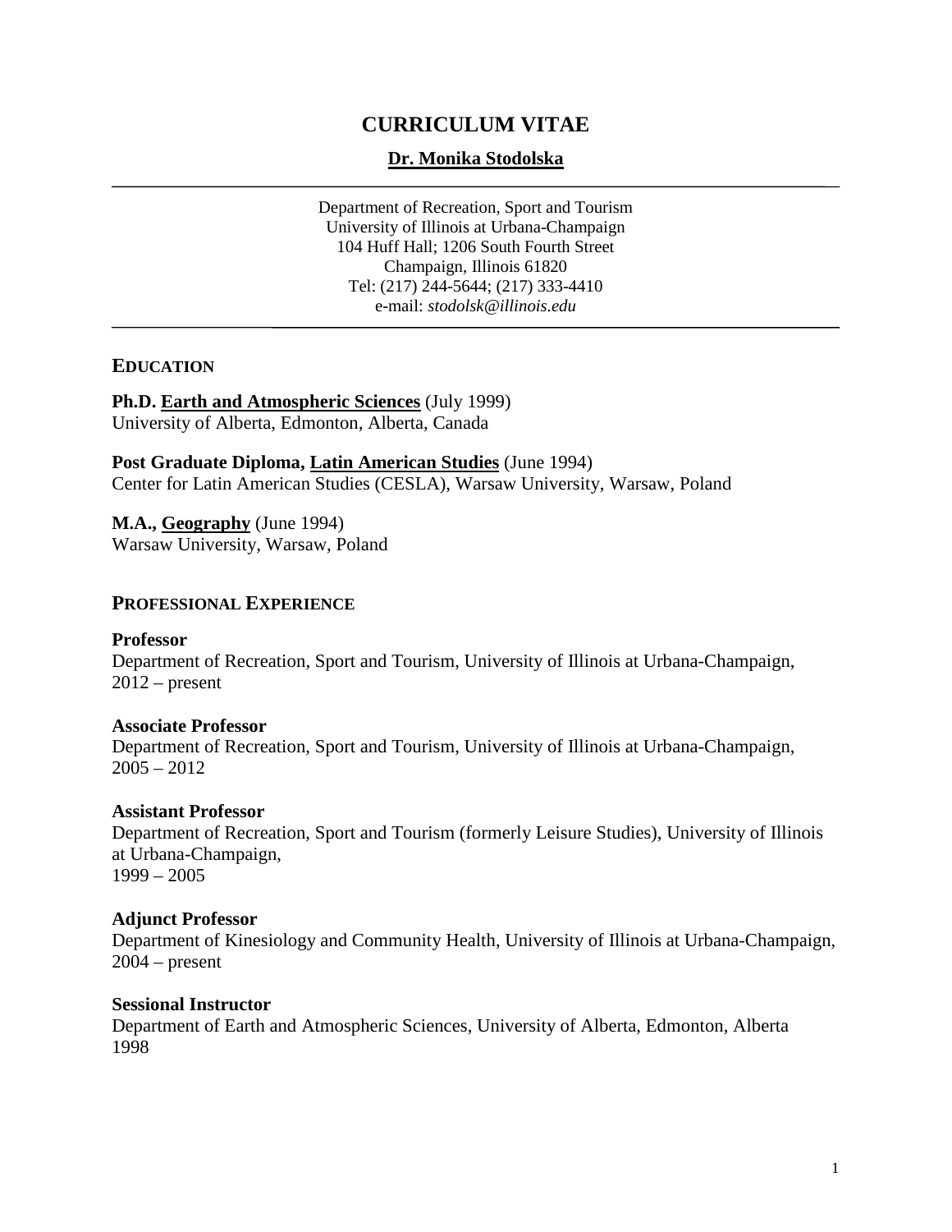# CURRICULUM VITAE

## Dr. Monika Stodolska

Department of Recreation, Sport and Tourism
University of Illinois at Urbana-Champaign
104 Huff Hall; 1206 South Fourth Street
Champaign, Illinois 61820
Tel: (217) 244-5644; (217) 333-4410
e-mail: *stodolsk@illinois.edu*

## EDUCATION

**Ph.D. Earth and Atmospheric Sciences** (July 1999)
University of Alberta, Edmonton, Alberta, Canada

**Post Graduate Diploma, Latin American Studies** (June 1994)
Center for Latin American Studies (CESLA), Warsaw University, Warsaw, Poland

**M.A., Geography** (June 1994)
Warsaw University, Warsaw, Poland

## PROFESSIONAL EXPERIENCE

**Professor**
Department of Recreation, Sport and Tourism, University of Illinois at Urbana-Champaign, 2012 – present

**Associate Professor**
Department of Recreation, Sport and Tourism, University of Illinois at Urbana-Champaign, 2005 – 2012

**Assistant Professor**
Department of Recreation, Sport and Tourism (formerly Leisure Studies), University of Illinois at Urbana-Champaign,
1999 – 2005

**Adjunct Professor**
Department of Kinesiology and Community Health, University of Illinois at Urbana-Champaign, 2004 – present

**Sessional Instructor**
Department of Earth and Atmospheric Sciences, University of Alberta, Edmonton, Alberta
1998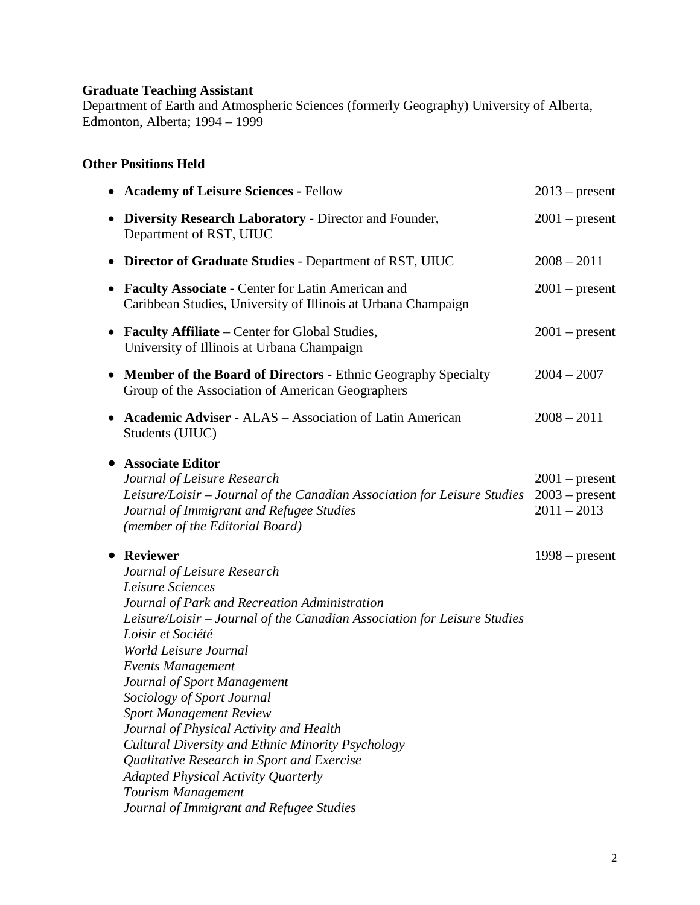**Graduate Teaching Assistant**
Department of Earth and Atmospheric Sciences (formerly Geography) University of Alberta, Edmonton, Alberta; 1994 – 1999

**Other Positions Held**

- **Academy of Leisure Sciences -** Fellow — 2013 – present
- **Diversity Research Laboratory** - Director and Founder, Department of RST, UIUC — 2001 – present
- **Director of Graduate Studies** - Department of RST, UIUC — 2008 – 2011
- **Faculty Associate -** Center for Latin American and Caribbean Studies, University of Illinois at Urbana Champaign — 2001 – present
- **Faculty Affiliate** – Center for Global Studies, University of Illinois at Urbana Champaign — 2001 – present
- **Member of the Board of Directors -** Ethnic Geography Specialty Group of the Association of American Geographers — 2004 – 2007
- **Academic Adviser -** ALAS – Association of Latin American Students (UIUC) — 2008 – 2011
- **Associate Editor**
  *Journal of Leisure Research* — 2001 – present
  *Leisure/Loisir – Journal of the Canadian Association for Leisure Studies* — 2003 – present
  *Journal of Immigrant and Refugee Studies* — 2011 – 2013
  *(member of the Editorial Board)*
- **Reviewer** — 1998 – present
  *Journal of Leisure Research*
  *Leisure Sciences*
  *Journal of Park and Recreation Administration*
  *Leisure/Loisir – Journal of the Canadian Association for Leisure Studies*
  *Loisir et Société*
  *World Leisure Journal*
  *Events Management*
  *Journal of Sport Management*
  *Sociology of Sport Journal*
  *Sport Management Review*
  *Journal of Physical Activity and Health*
  *Cultural Diversity and Ethnic Minority Psychology*
  *Qualitative Research in Sport and Exercise*
  *Adapted Physical Activity Quarterly*
  *Tourism Management*
  *Journal of Immigrant and Refugee Studies*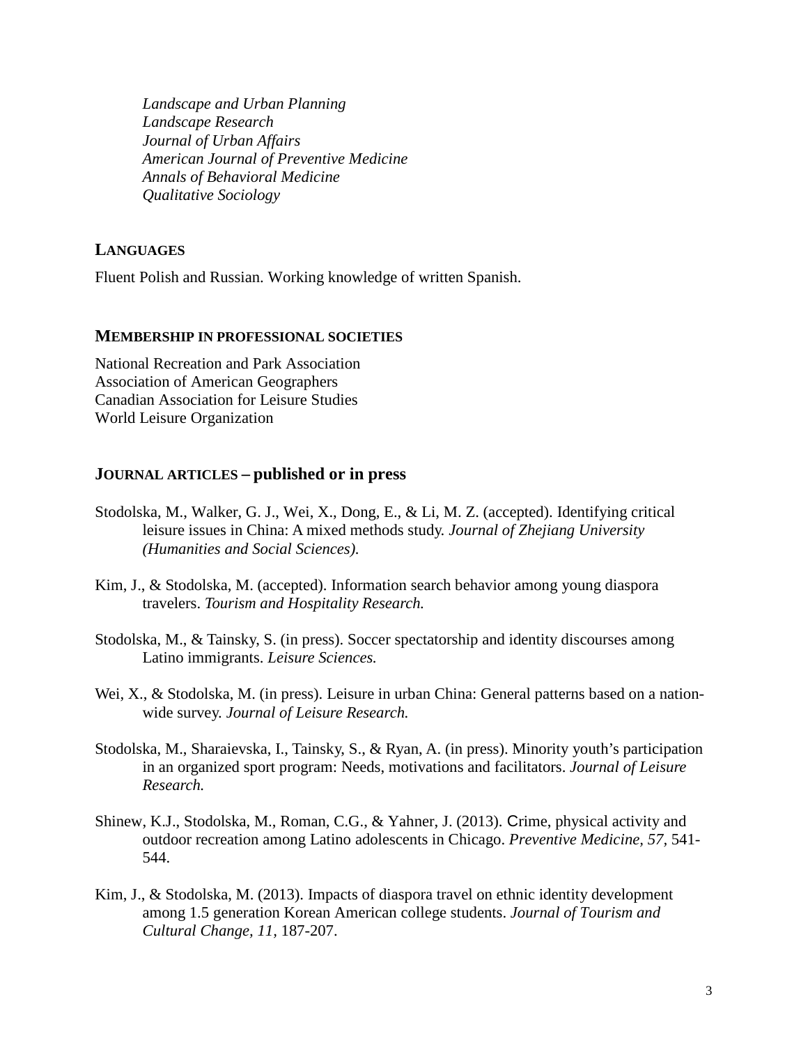*Landscape and Urban Planning*
*Landscape Research*
*Journal of Urban Affairs*
*American Journal of Preventive Medicine*
*Annals of Behavioral Medicine*
*Qualitative Sociology*

## LANGUAGES

Fluent Polish and Russian. Working knowledge of written Spanish.

## MEMBERSHIP IN PROFESSIONAL SOCIETIES

National Recreation and Park Association
Association of American Geographers
Canadian Association for Leisure Studies
World Leisure Organization

## JOURNAL ARTICLES – published or in press

Stodolska, M., Walker, G. J., Wei, X., Dong, E., & Li, M. Z. (accepted). Identifying critical leisure issues in China: A mixed methods study. *Journal of Zhejiang University (Humanities and Social Sciences).*

Kim, J., & Stodolska, M. (accepted). Information search behavior among young diaspora travelers. *Tourism and Hospitality Research.*

Stodolska, M., & Tainsky, S. (in press). Soccer spectatorship and identity discourses among Latino immigrants. *Leisure Sciences.*

Wei, X., & Stodolska, M. (in press). Leisure in urban China: General patterns based on a nation-wide survey. *Journal of Leisure Research.*

Stodolska, M., Sharaievska, I., Tainsky, S., & Ryan, A. (in press). Minority youth's participation in an organized sport program: Needs, motivations and facilitators. *Journal of Leisure Research.*

Shinew, K.J., Stodolska, M., Roman, C.G., & Yahner, J. (2013). Crime, physical activity and outdoor recreation among Latino adolescents in Chicago. *Preventive Medicine, 57*, 541-544.

Kim, J., & Stodolska, M. (2013). Impacts of diaspora travel on ethnic identity development among 1.5 generation Korean American college students. *Journal of Tourism and Cultural Change, 11*, 187-207.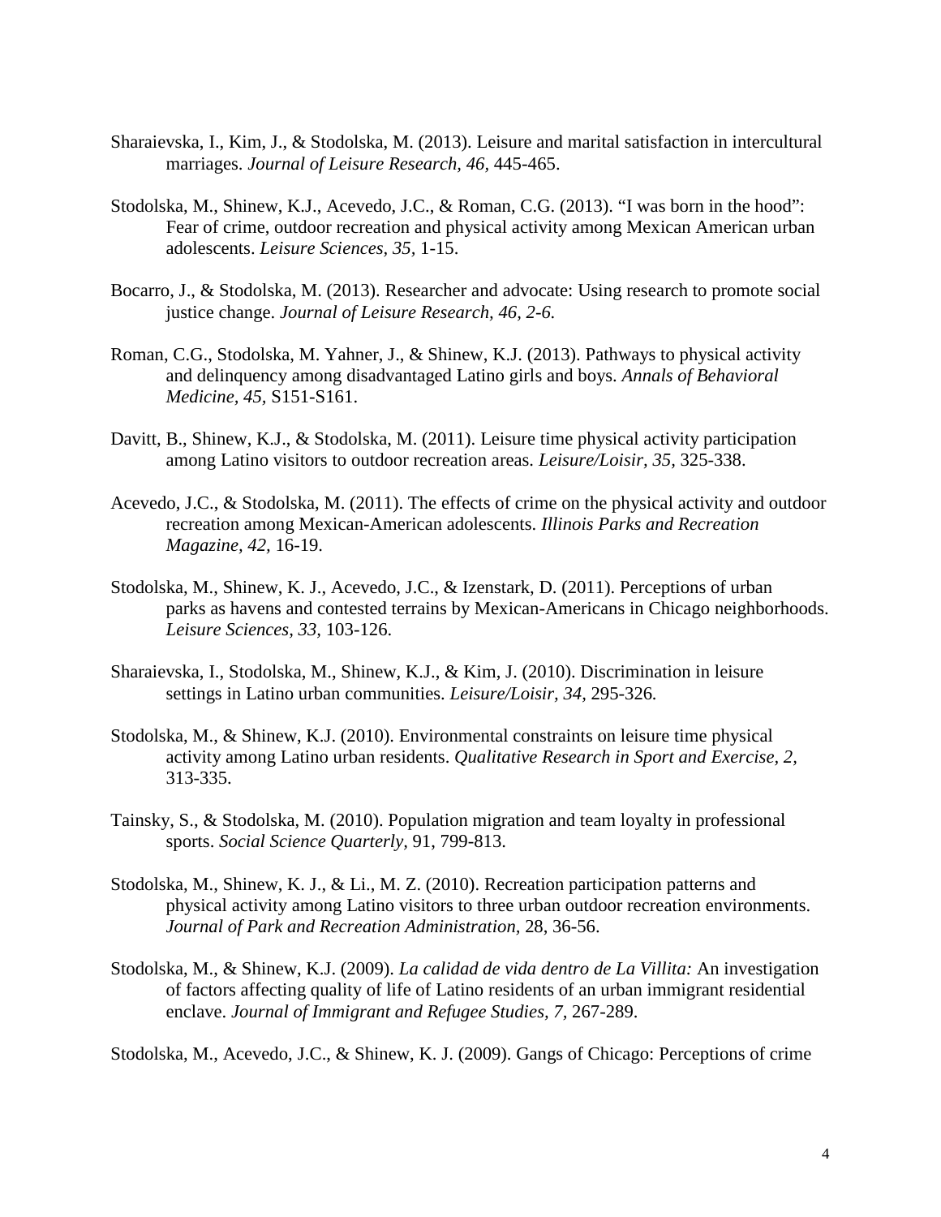Sharaievska, I., Kim, J., & Stodolska, M. (2013). Leisure and marital satisfaction in intercultural marriages. *Journal of Leisure Research, 46,* 445-465.

Stodolska, M., Shinew, K.J., Acevedo, J.C., & Roman, C.G. (2013). "I was born in the hood": Fear of crime, outdoor recreation and physical activity among Mexican American urban adolescents. *Leisure Sciences, 35,* 1-15.

Bocarro, J., & Stodolska, M. (2013). Researcher and advocate: Using research to promote social justice change. *Journal of Leisure Research, 46, 2-6.*

Roman, C.G., Stodolska, M. Yahner, J., & Shinew, K.J. (2013). Pathways to physical activity and delinquency among disadvantaged Latino girls and boys. *Annals of Behavioral Medicine, 45,* S151-S161.

Davitt, B., Shinew, K.J., & Stodolska, M. (2011). Leisure time physical activity participation among Latino visitors to outdoor recreation areas. *Leisure/Loisir, 35,* 325-338.

Acevedo, J.C., & Stodolska, M. (2011). The effects of crime on the physical activity and outdoor recreation among Mexican-American adolescents. *Illinois Parks and Recreation Magazine, 42,* 16-19.

Stodolska, M., Shinew, K. J., Acevedo, J.C., & Izenstark, D. (2011). Perceptions of urban parks as havens and contested terrains by Mexican-Americans in Chicago neighborhoods. *Leisure Sciences, 33,* 103-126.

Sharaievska, I., Stodolska, M., Shinew, K.J., & Kim, J. (2010). Discrimination in leisure settings in Latino urban communities. *Leisure/Loisir, 34,* 295-326.

Stodolska, M., & Shinew, K.J. (2010). Environmental constraints on leisure time physical activity among Latino urban residents. *Qualitative Research in Sport and Exercise, 2,* 313-335.

Tainsky, S., & Stodolska, M. (2010). Population migration and team loyalty in professional sports. *Social Science Quarterly,* 91, 799-813.

Stodolska, M., Shinew, K. J., & Li., M. Z. (2010). Recreation participation patterns and physical activity among Latino visitors to three urban outdoor recreation environments. *Journal of Park and Recreation Administration,* 28, 36-56.

Stodolska, M., & Shinew, K.J. (2009). *La calidad de vida dentro de La Villita:* An investigation of factors affecting quality of life of Latino residents of an urban immigrant residential enclave. *Journal of Immigrant and Refugee Studies, 7,* 267-289.

Stodolska, M., Acevedo, J.C., & Shinew, K. J. (2009). Gangs of Chicago: Perceptions of crime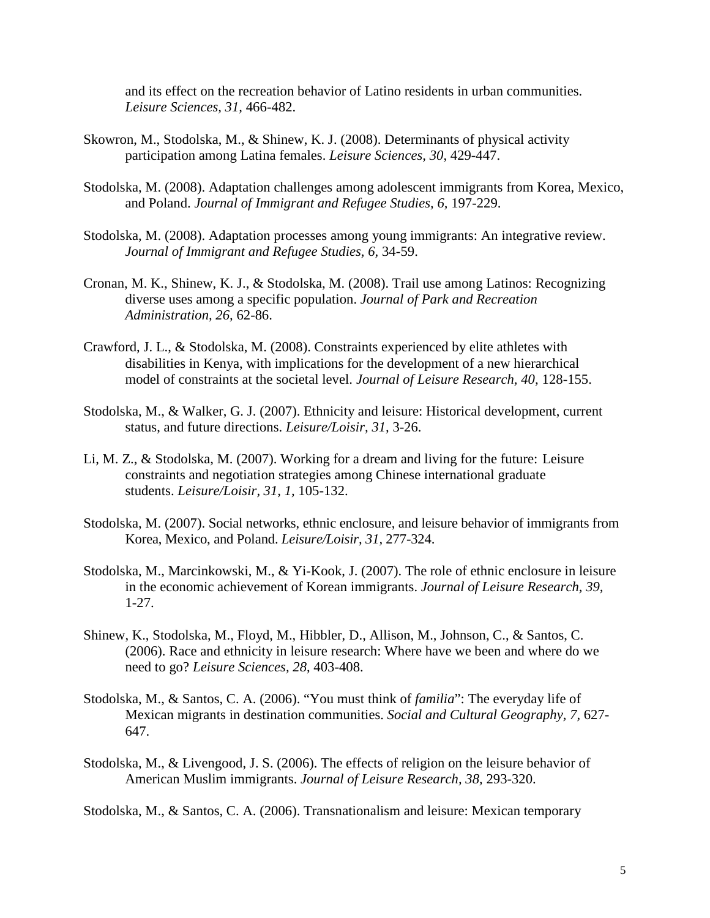and its effect on the recreation behavior of Latino residents in urban communities. *Leisure Sciences, 31,* 466-482.

Skowron, M., Stodolska, M., & Shinew, K. J. (2008). Determinants of physical activity participation among Latina females. *Leisure Sciences, 30*, 429-447.

Stodolska, M. (2008). Adaptation challenges among adolescent immigrants from Korea, Mexico, and Poland. *Journal of Immigrant and Refugee Studies, 6,* 197-229.

Stodolska, M. (2008). Adaptation processes among young immigrants: An integrative review. *Journal of Immigrant and Refugee Studies*, *6,* 34-59.

Cronan, M. K., Shinew, K. J., & Stodolska, M. (2008). Trail use among Latinos: Recognizing diverse uses among a specific population. *Journal of Park and Recreation Administration, 26,* 62-86.

Crawford, J. L., & Stodolska, M. (2008). Constraints experienced by elite athletes with disabilities in Kenya, with implications for the development of a new hierarchical model of constraints at the societal level. *Journal of Leisure Research, 40*, 128-155.

Stodolska, M., & Walker, G. J. (2007). Ethnicity and leisure: Historical development, current status, and future directions. *Leisure/Loisir, 31,* 3-26.

Li, M. Z., & Stodolska, M. (2007). Working for a dream and living for the future: Leisure constraints and negotiation strategies among Chinese international graduate students. *Leisure/Loisir*, *31, 1,* 105-132.

Stodolska, M. (2007). Social networks, ethnic enclosure, and leisure behavior of immigrants from Korea, Mexico, and Poland. *Leisure/Loisir, 31,* 277-324.

Stodolska, M., Marcinkowski, M., & Yi-Kook, J. (2007). The role of ethnic enclosure in leisure in the economic achievement of Korean immigrants. *Journal of Leisure Research, 39,* 1-27.

Shinew, K., Stodolska, M., Floyd, M., Hibbler, D., Allison, M., Johnson, C., & Santos, C. (2006). Race and ethnicity in leisure research: Where have we been and where do we need to go? *Leisure Sciences, 28,* 403-408.

Stodolska, M., & Santos, C. A. (2006). "You must think of *familia*": The everyday life of Mexican migrants in destination communities. *Social and Cultural Geography, 7,* 627-647.

Stodolska, M., & Livengood, J. S. (2006). The effects of religion on the leisure behavior of American Muslim immigrants. *Journal of Leisure Research, 38,* 293-320.

Stodolska, M., & Santos, C. A. (2006). Transnationalism and leisure: Mexican temporary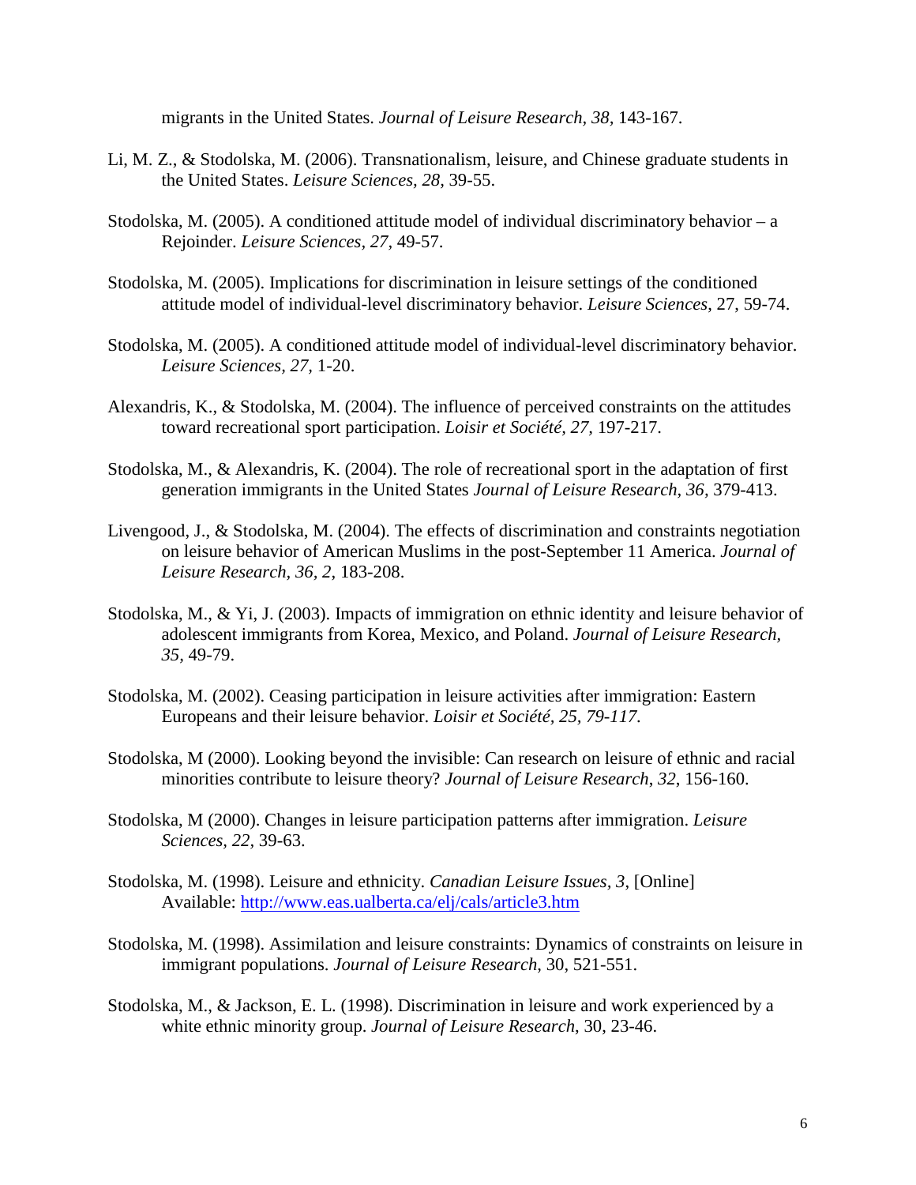migrants in the United States. *Journal of Leisure Research*, *38*, 143-167.

Li, M. Z., & Stodolska, M. (2006). Transnationalism, leisure, and Chinese graduate students in the United States. *Leisure Sciences*, *28*, 39-55.

Stodolska, M. (2005). A conditioned attitude model of individual discriminatory behavior – a Rejoinder. *Leisure Sciences*, *27*, 49-57.

Stodolska, M. (2005). Implications for discrimination in leisure settings of the conditioned attitude model of individual-level discriminatory behavior. *Leisure Sciences*, 27, 59-74.

Stodolska, M. (2005). A conditioned attitude model of individual-level discriminatory behavior. *Leisure Sciences*, *27*, 1-20.

Alexandris, K., & Stodolska, M. (2004). The influence of perceived constraints on the attitudes toward recreational sport participation. *Loisir et Société*, *27*, 197-217.

Stodolska, M., & Alexandris, K. (2004). The role of recreational sport in the adaptation of first generation immigrants in the United States *Journal of Leisure Research*, *36*, 379-413.

Livengood, J., & Stodolska, M. (2004). The effects of discrimination and constraints negotiation on leisure behavior of American Muslims in the post-September 11 America. *Journal of Leisure Research*, *36, 2*, 183-208.

Stodolska, M., & Yi, J. (2003). Impacts of immigration on ethnic identity and leisure behavior of adolescent immigrants from Korea, Mexico, and Poland. *Journal of Leisure Research*, *35*, 49-79.

Stodolska, M. (2002). Ceasing participation in leisure activities after immigration: Eastern Europeans and their leisure behavior. *Loisir et Société, 25, 79-117.*

Stodolska, M (2000). Looking beyond the invisible: Can research on leisure of ethnic and racial minorities contribute to leisure theory? *Journal of Leisure Research*, *32*, 156-160.

Stodolska, M (2000). Changes in leisure participation patterns after immigration. *Leisure Sciences*, *22*, 39-63.

Stodolska, M. (1998). Leisure and ethnicity. *Canadian Leisure Issues*, *3*, [Online] Available: http://www.eas.ualberta.ca/elj/cals/article3.htm

Stodolska, M. (1998). Assimilation and leisure constraints: Dynamics of constraints on leisure in immigrant populations. *Journal of Leisure Research*, 30, 521-551.

Stodolska, M., & Jackson, E. L. (1998). Discrimination in leisure and work experienced by a white ethnic minority group. *Journal of Leisure Research*, 30, 23-46.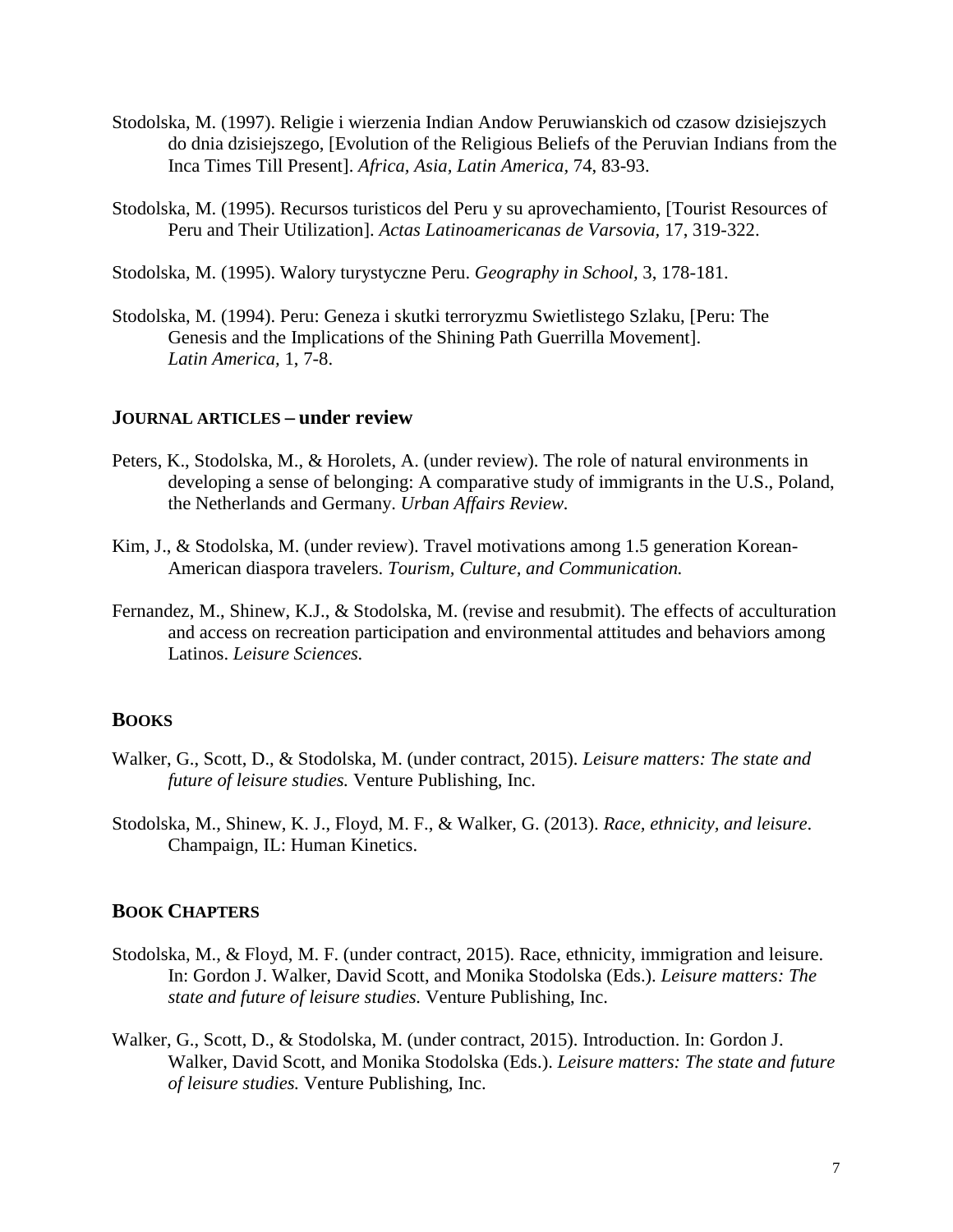Stodolska, M. (1997). Religie i wierzenia Indian Andow Peruwianskich od czasow dzisiejszych do dnia dzisiejszego, [Evolution of the Religious Beliefs of the Peruvian Indians from the Inca Times Till Present]. *Africa, Asia, Latin America*, 74, 83-93.

Stodolska, M. (1995). Recursos turisticos del Peru y su aprovechamiento, [Tourist Resources of Peru and Their Utilization]. *Actas Latinoamericanas de Varsovia*, 17, 319-322.

Stodolska, M. (1995). Walory turystyczne Peru. *Geography in School,* 3, 178-181.

Stodolska, M. (1994). Peru: Geneza i skutki terroryzmu Swietlistego Szlaku, [Peru: The Genesis and the Implications of the Shining Path Guerrilla Movement]. *Latin America*, 1, 7-8.

## JOURNAL ARTICLES – under review

Peters, K., Stodolska, M., & Horolets, A. (under review). The role of natural environments in developing a sense of belonging: A comparative study of immigrants in the U.S., Poland, the Netherlands and Germany. *Urban Affairs Review.*

Kim, J., & Stodolska, M. (under review). Travel motivations among 1.5 generation Korean-American diaspora travelers. *Tourism, Culture, and Communication.*

Fernandez, M., Shinew, K.J., & Stodolska, M. (revise and resubmit). The effects of acculturation and access on recreation participation and environmental attitudes and behaviors among Latinos. *Leisure Sciences.*

## BOOKS

Walker, G., Scott, D., & Stodolska, M. (under contract, 2015). *Leisure matters: The state and future of leisure studies.* Venture Publishing, Inc.

Stodolska, M., Shinew, K. J., Floyd, M. F., & Walker, G. (2013). *Race, ethnicity, and leisure*. Champaign, IL: Human Kinetics.

## BOOK CHAPTERS

Stodolska, M., & Floyd, M. F. (under contract, 2015). Race, ethnicity, immigration and leisure. In: Gordon J. Walker, David Scott, and Monika Stodolska (Eds.). *Leisure matters: The state and future of leisure studies.* Venture Publishing, Inc.

Walker, G., Scott, D., & Stodolska, M. (under contract, 2015). Introduction. In: Gordon J. Walker, David Scott, and Monika Stodolska (Eds.). *Leisure matters: The state and future of leisure studies.* Venture Publishing, Inc.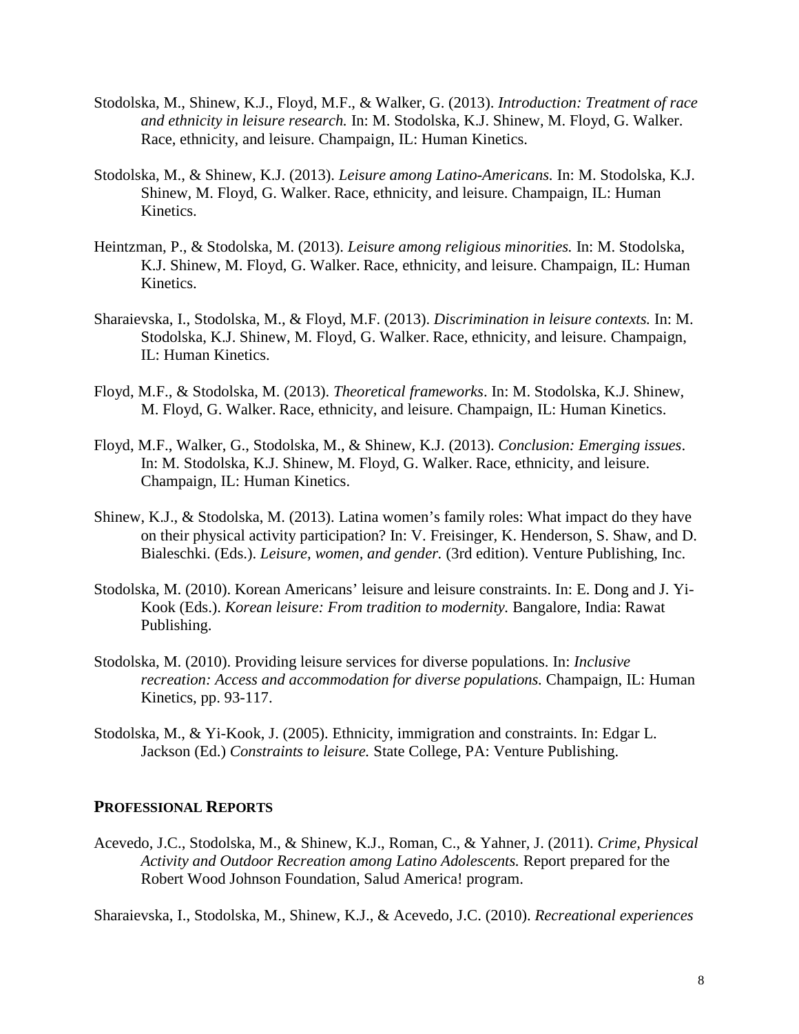Stodolska, M., Shinew, K.J., Floyd, M.F., & Walker, G. (2013). *Introduction: Treatment of race and ethnicity in leisure research.* In: M. Stodolska, K.J. Shinew, M. Floyd, G. Walker. Race, ethnicity, and leisure. Champaign, IL: Human Kinetics.

Stodolska, M., & Shinew, K.J. (2013). *Leisure among Latino-Americans.* In: M. Stodolska, K.J. Shinew, M. Floyd, G. Walker. Race, ethnicity, and leisure. Champaign, IL: Human Kinetics.

Heintzman, P., & Stodolska, M. (2013). *Leisure among religious minorities.* In: M. Stodolska, K.J. Shinew, M. Floyd, G. Walker. Race, ethnicity, and leisure. Champaign, IL: Human Kinetics.

Sharaievska, I., Stodolska, M., & Floyd, M.F. (2013). *Discrimination in leisure contexts.* In: M. Stodolska, K.J. Shinew, M. Floyd, G. Walker. Race, ethnicity, and leisure. Champaign, IL: Human Kinetics.

Floyd, M.F., & Stodolska, M. (2013). *Theoretical frameworks*. In: M. Stodolska, K.J. Shinew, M. Floyd, G. Walker. Race, ethnicity, and leisure. Champaign, IL: Human Kinetics.

Floyd, M.F., Walker, G., Stodolska, M., & Shinew, K.J. (2013). *Conclusion: Emerging issues*. In: M. Stodolska, K.J. Shinew, M. Floyd, G. Walker. Race, ethnicity, and leisure. Champaign, IL: Human Kinetics.

Shinew, K.J., & Stodolska, M. (2013). Latina women's family roles: What impact do they have on their physical activity participation? In: V. Freisinger, K. Henderson, S. Shaw, and D. Bialeschki. (Eds.). *Leisure, women, and gender.* (3rd edition). Venture Publishing, Inc.

Stodolska, M. (2010). Korean Americans' leisure and leisure constraints. In: E. Dong and J. Yi-Kook (Eds.). *Korean leisure: From tradition to modernity.* Bangalore, India: Rawat Publishing.

Stodolska, M. (2010). Providing leisure services for diverse populations. In: *Inclusive recreation: Access and accommodation for diverse populations.* Champaign, IL: Human Kinetics, pp. 93-117.

Stodolska, M., & Yi-Kook, J. (2005). Ethnicity, immigration and constraints. In: Edgar L. Jackson (Ed.) *Constraints to leisure.* State College, PA: Venture Publishing.

## PROFESSIONAL REPORTS

Acevedo, J.C., Stodolska, M., & Shinew, K.J., Roman, C., & Yahner, J. (2011). *Crime, Physical Activity and Outdoor Recreation among Latino Adolescents.* Report prepared for the Robert Wood Johnson Foundation, Salud America! program.

Sharaievska, I., Stodolska, M., Shinew, K.J., & Acevedo, J.C. (2010). *Recreational experiences*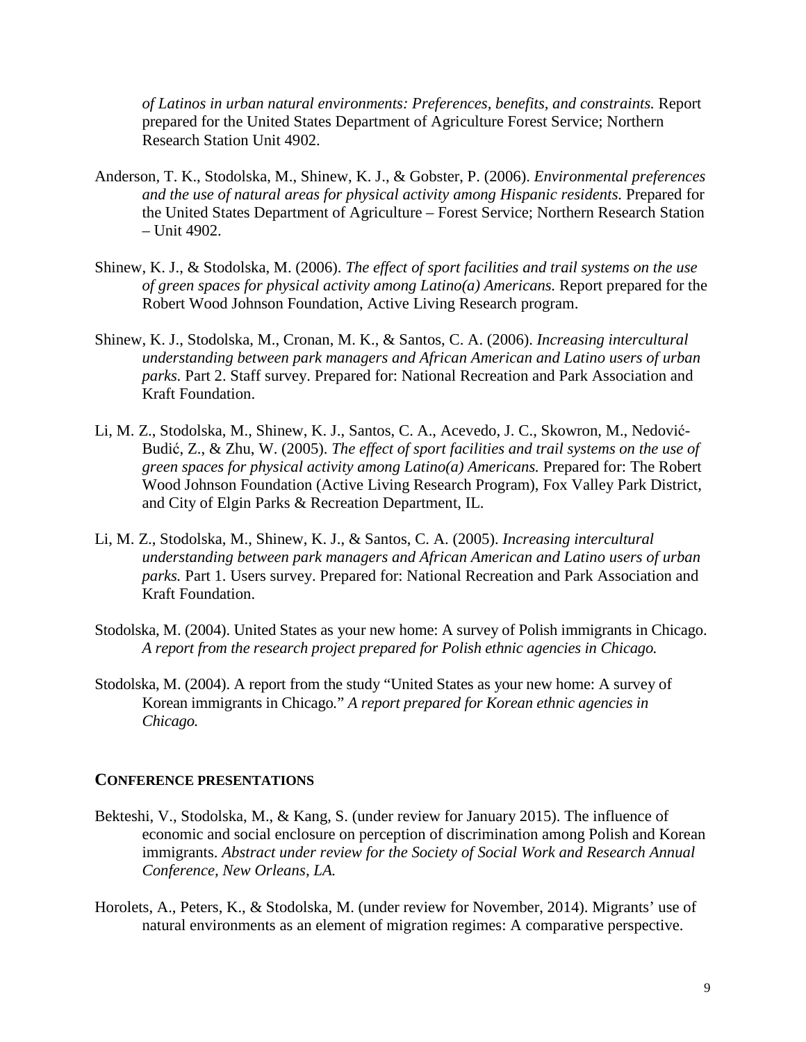*of Latinos in urban natural environments: Preferences, benefits, and constraints.* Report prepared for the United States Department of Agriculture Forest Service; Northern Research Station Unit 4902.

Anderson, T. K., Stodolska, M., Shinew, K. J., & Gobster, P. (2006). *Environmental preferences and the use of natural areas for physical activity among Hispanic residents.* Prepared for the United States Department of Agriculture – Forest Service; Northern Research Station – Unit 4902.

Shinew, K. J., & Stodolska, M. (2006). *The effect of sport facilities and trail systems on the use of green spaces for physical activity among Latino(a) Americans.* Report prepared for the Robert Wood Johnson Foundation, Active Living Research program.

Shinew, K. J., Stodolska, M., Cronan, M. K., & Santos, C. A. (2006). *Increasing intercultural understanding between park managers and African American and Latino users of urban parks.* Part 2. Staff survey. Prepared for: National Recreation and Park Association and Kraft Foundation.

Li, M. Z., Stodolska, M., Shinew, K. J., Santos, C. A., Acevedo, J. C., Skowron, M., Nedović-Budić, Z., & Zhu, W. (2005). *The effect of sport facilities and trail systems on the use of green spaces for physical activity among Latino(a) Americans.* Prepared for: The Robert Wood Johnson Foundation (Active Living Research Program), Fox Valley Park District, and City of Elgin Parks & Recreation Department, IL.

Li, M. Z., Stodolska, M., Shinew, K. J., & Santos, C. A. (2005). *Increasing intercultural understanding between park managers and African American and Latino users of urban parks.* Part 1. Users survey. Prepared for: National Recreation and Park Association and Kraft Foundation.

Stodolska, M. (2004). United States as your new home: A survey of Polish immigrants in Chicago. *A report from the research project prepared for Polish ethnic agencies in Chicago.*

Stodolska, M. (2004). A report from the study "United States as your new home: A survey of Korean immigrants in Chicago." *A report prepared for Korean ethnic agencies in Chicago.*

## CONFERENCE PRESENTATIONS

Bekteshi, V., Stodolska, M., & Kang, S. (under review for January 2015). The influence of economic and social enclosure on perception of discrimination among Polish and Korean immigrants. *Abstract under review for the Society of Social Work and Research Annual Conference, New Orleans, LA.*

Horolets, A., Peters, K., & Stodolska, M. (under review for November, 2014). Migrants' use of natural environments as an element of migration regimes: A comparative perspective.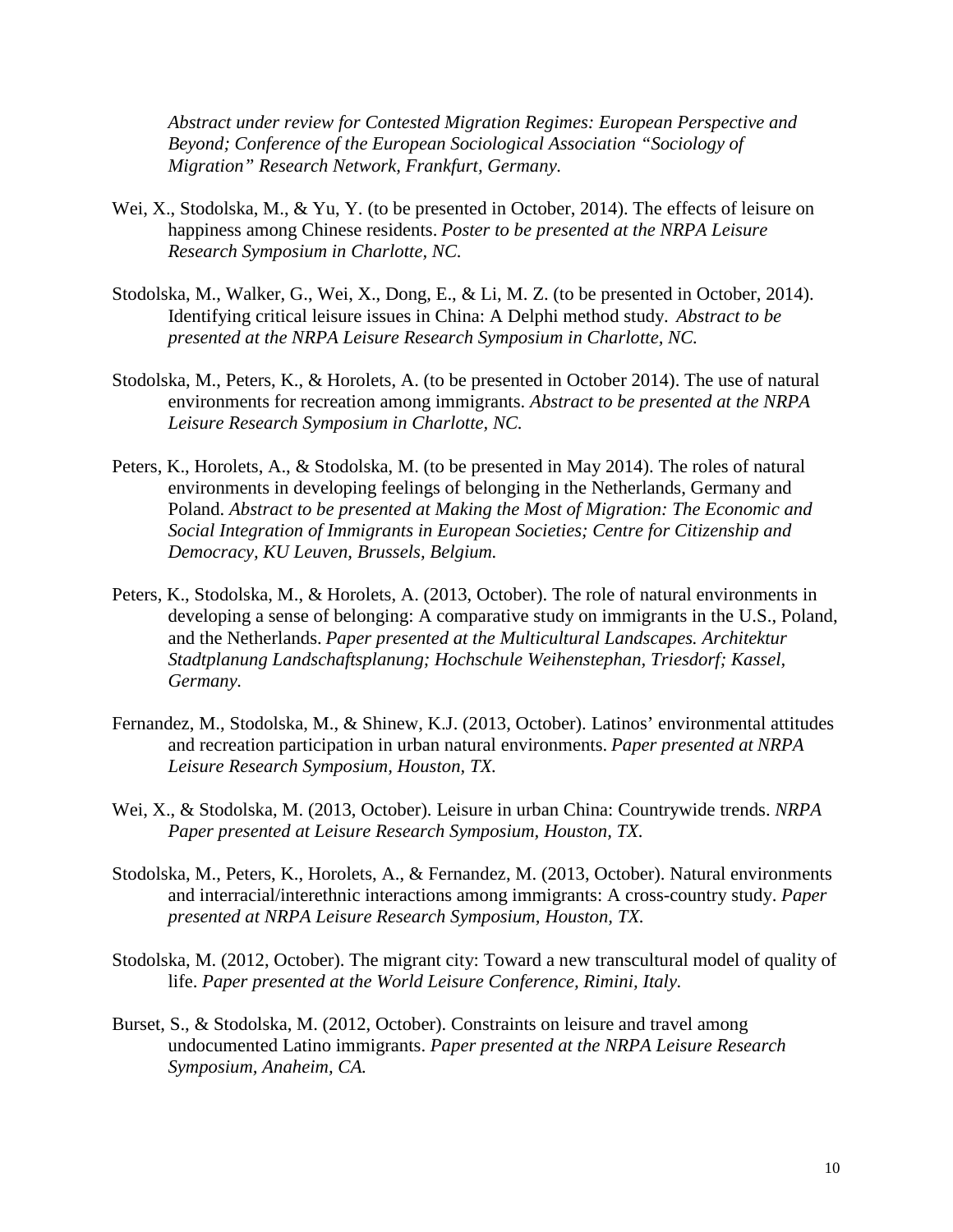*Abstract under review for Contested Migration Regimes: European Perspective and Beyond; Conference of the European Sociological Association "Sociology of Migration" Research Network, Frankfurt, Germany.*

Wei, X., Stodolska, M., & Yu, Y. (to be presented in October, 2014). The effects of leisure on happiness among Chinese residents. *Poster to be presented at the NRPA Leisure Research Symposium in Charlotte, NC.*

Stodolska, M., Walker, G., Wei, X., Dong, E., & Li, M. Z. (to be presented in October, 2014). Identifying critical leisure issues in China: A Delphi method study. *Abstract to be presented at the NRPA Leisure Research Symposium in Charlotte, NC.*

Stodolska, M., Peters, K., & Horolets, A. (to be presented in October 2014). The use of natural environments for recreation among immigrants. *Abstract to be presented at the NRPA Leisure Research Symposium in Charlotte, NC.*

Peters, K., Horolets, A., & Stodolska, M. (to be presented in May 2014). The roles of natural environments in developing feelings of belonging in the Netherlands, Germany and Poland. *Abstract to be presented at Making the Most of Migration: The Economic and Social Integration of Immigrants in European Societies; Centre for Citizenship and Democracy, KU Leuven, Brussels, Belgium.*

Peters, K., Stodolska, M., & Horolets, A. (2013, October). The role of natural environments in developing a sense of belonging: A comparative study on immigrants in the U.S., Poland, and the Netherlands. *Paper presented at the Multicultural Landscapes. Architektur Stadtplanung Landschaftsplanung; Hochschule Weihenstephan, Triesdorf; Kassel, Germany.*

Fernandez, M., Stodolska, M., & Shinew, K.J. (2013, October). Latinos' environmental attitudes and recreation participation in urban natural environments. *Paper presented at NRPA Leisure Research Symposium, Houston, TX.*

Wei, X., & Stodolska, M. (2013, October). Leisure in urban China: Countrywide trends. *NRPA Paper presented at Leisure Research Symposium, Houston, TX.*

Stodolska, M., Peters, K., Horolets, A., & Fernandez, M. (2013, October). Natural environments and interracial/interethnic interactions among immigrants: A cross-country study. *Paper presented at NRPA Leisure Research Symposium, Houston, TX.*

Stodolska, M. (2012, October). The migrant city: Toward a new transcultural model of quality of life. *Paper presented at the World Leisure Conference, Rimini, Italy.*

Burset, S., & Stodolska, M. (2012, October). Constraints on leisure and travel among undocumented Latino immigrants. *Paper presented at the NRPA Leisure Research Symposium, Anaheim, CA.*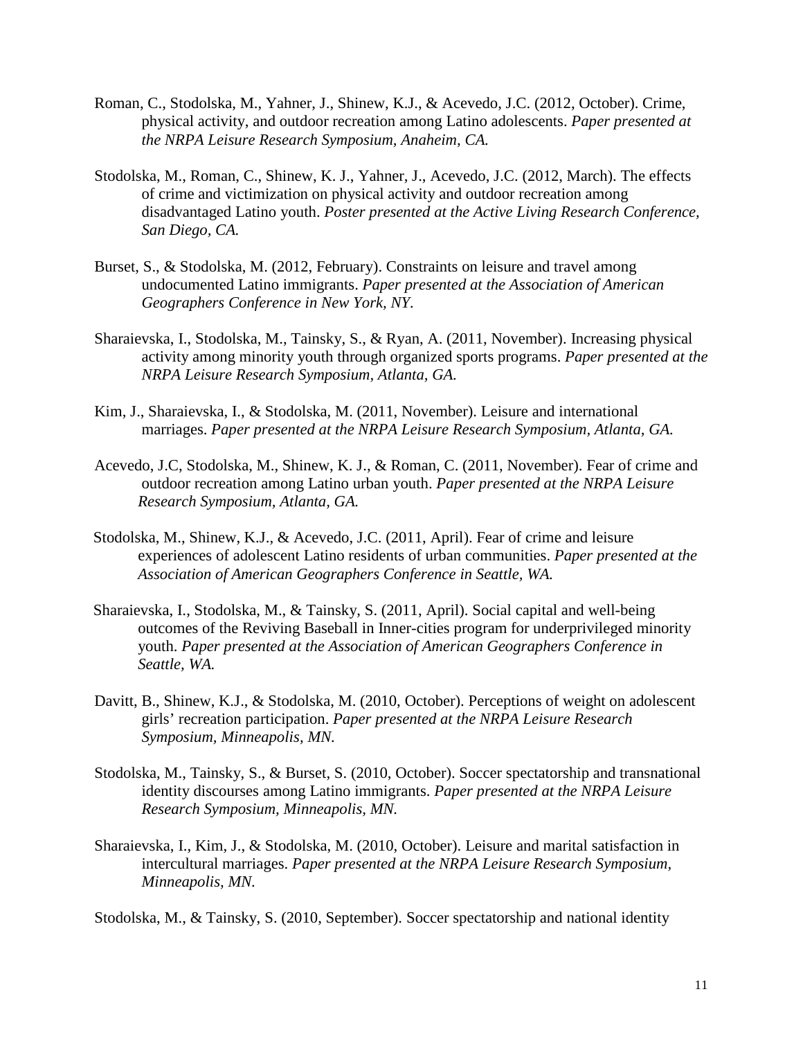Roman, C., Stodolska, M., Yahner, J., Shinew, K.J., & Acevedo, J.C. (2012, October). Crime, physical activity, and outdoor recreation among Latino adolescents. *Paper presented at the NRPA Leisure Research Symposium, Anaheim, CA.*

Stodolska, M., Roman, C., Shinew, K. J., Yahner, J., Acevedo, J.C. (2012, March). The effects of crime and victimization on physical activity and outdoor recreation among disadvantaged Latino youth. *Poster presented at the Active Living Research Conference, San Diego, CA.*

Burset, S., & Stodolska, M. (2012, February). Constraints on leisure and travel among undocumented Latino immigrants. *Paper presented at the Association of American Geographers Conference in New York, NY.*

Sharaievska, I., Stodolska, M., Tainsky, S., & Ryan, A. (2011, November). Increasing physical activity among minority youth through organized sports programs. *Paper presented at the NRPA Leisure Research Symposium, Atlanta, GA.*

Kim, J., Sharaievska, I., & Stodolska, M. (2011, November). Leisure and international marriages. *Paper presented at the NRPA Leisure Research Symposium, Atlanta, GA.*

Acevedo, J.C, Stodolska, M., Shinew, K. J., & Roman, C. (2011, November). Fear of crime and outdoor recreation among Latino urban youth. *Paper presented at the NRPA Leisure Research Symposium, Atlanta, GA.*

Stodolska, M., Shinew, K.J., & Acevedo, J.C. (2011, April). Fear of crime and leisure experiences of adolescent Latino residents of urban communities. *Paper presented at the Association of American Geographers Conference in Seattle, WA.*

Sharaievska, I., Stodolska, M., & Tainsky, S. (2011, April). Social capital and well-being outcomes of the Reviving Baseball in Inner-cities program for underprivileged minority youth. *Paper presented at the Association of American Geographers Conference in Seattle, WA.*

Davitt, B., Shinew, K.J., & Stodolska, M. (2010, October). Perceptions of weight on adolescent girls' recreation participation. *Paper presented at the NRPA Leisure Research Symposium, Minneapolis, MN.*

Stodolska, M., Tainsky, S., & Burset, S. (2010, October). Soccer spectatorship and transnational identity discourses among Latino immigrants. *Paper presented at the NRPA Leisure Research Symposium, Minneapolis, MN.*

Sharaievska, I., Kim, J., & Stodolska, M. (2010, October). Leisure and marital satisfaction in intercultural marriages. *Paper presented at the NRPA Leisure Research Symposium, Minneapolis, MN.*

Stodolska, M., & Tainsky, S. (2010, September). Soccer spectatorship and national identity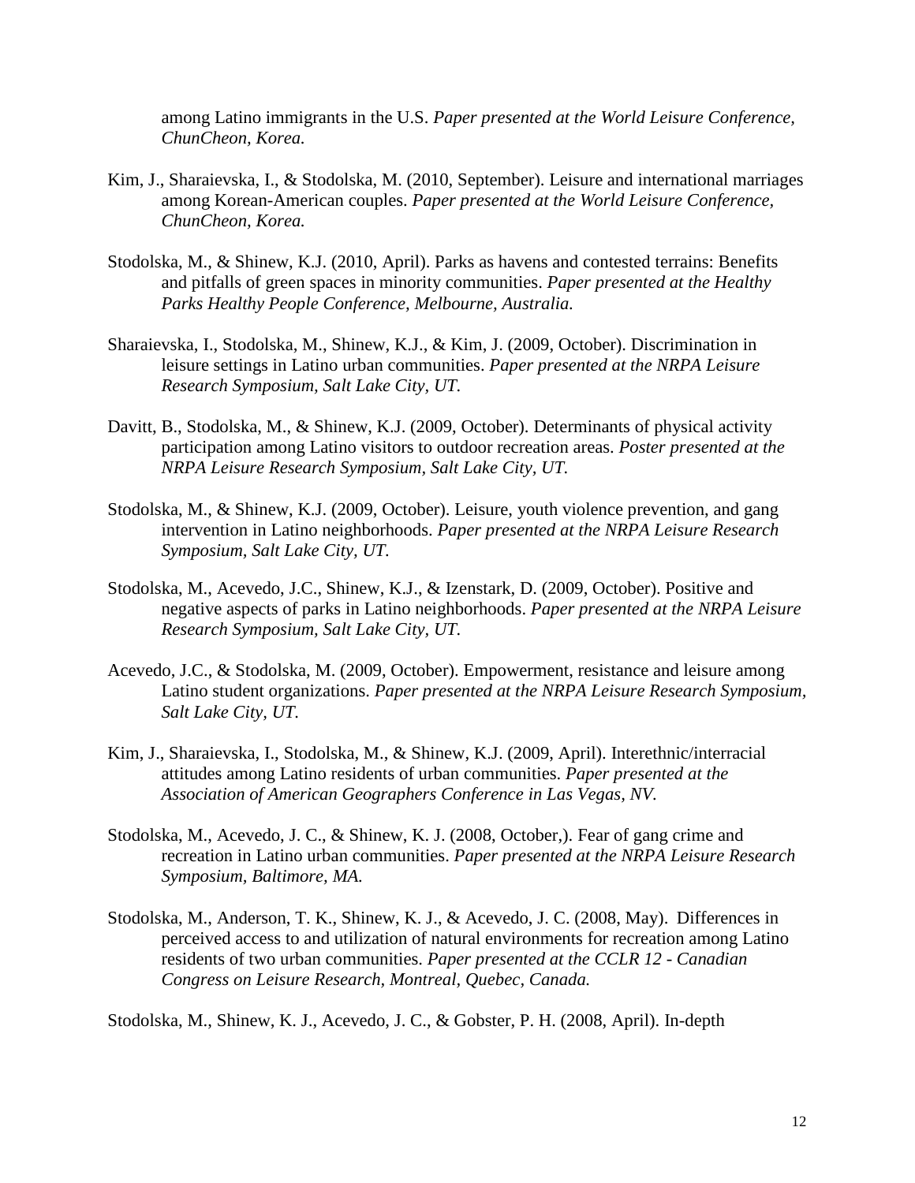among Latino immigrants in the U.S. *Paper presented at the World Leisure Conference, ChunCheon, Korea.*

Kim, J., Sharaievska, I., & Stodolska, M. (2010, September). Leisure and international marriages among Korean-American couples. *Paper presented at the World Leisure Conference, ChunCheon, Korea.*

Stodolska, M., & Shinew, K.J. (2010, April). Parks as havens and contested terrains: Benefits and pitfalls of green spaces in minority communities. *Paper presented at the Healthy Parks Healthy People Conference, Melbourne, Australia.*

Sharaievska, I., Stodolska, M., Shinew, K.J., & Kim, J. (2009, October). Discrimination in leisure settings in Latino urban communities. *Paper presented at the NRPA Leisure Research Symposium, Salt Lake City, UT.*

Davitt, B., Stodolska, M., & Shinew, K.J. (2009, October). Determinants of physical activity participation among Latino visitors to outdoor recreation areas. *Poster presented at the NRPA Leisure Research Symposium, Salt Lake City, UT.*

Stodolska, M., & Shinew, K.J. (2009, October). Leisure, youth violence prevention, and gang intervention in Latino neighborhoods. *Paper presented at the NRPA Leisure Research Symposium, Salt Lake City, UT.*

Stodolska, M., Acevedo, J.C., Shinew, K.J., & Izenstark, D. (2009, October). Positive and negative aspects of parks in Latino neighborhoods. *Paper presented at the NRPA Leisure Research Symposium, Salt Lake City, UT.*

Acevedo, J.C., & Stodolska, M. (2009, October). Empowerment, resistance and leisure among Latino student organizations. *Paper presented at the NRPA Leisure Research Symposium, Salt Lake City, UT.*

Kim, J., Sharaievska, I., Stodolska, M., & Shinew, K.J. (2009, April). Interethnic/interracial attitudes among Latino residents of urban communities. *Paper presented at the Association of American Geographers Conference in Las Vegas, NV.*

Stodolska, M., Acevedo, J. C., & Shinew, K. J. (2008, October,). Fear of gang crime and recreation in Latino urban communities. *Paper presented at the NRPA Leisure Research Symposium, Baltimore, MA.*

Stodolska, M., Anderson, T. K., Shinew, K. J., & Acevedo, J. C. (2008, May). Differences in perceived access to and utilization of natural environments for recreation among Latino residents of two urban communities. *Paper presented at the CCLR 12 - Canadian Congress on Leisure Research, Montreal, Quebec, Canada.*

Stodolska, M., Shinew, K. J., Acevedo, J. C., & Gobster, P. H. (2008, April). In-depth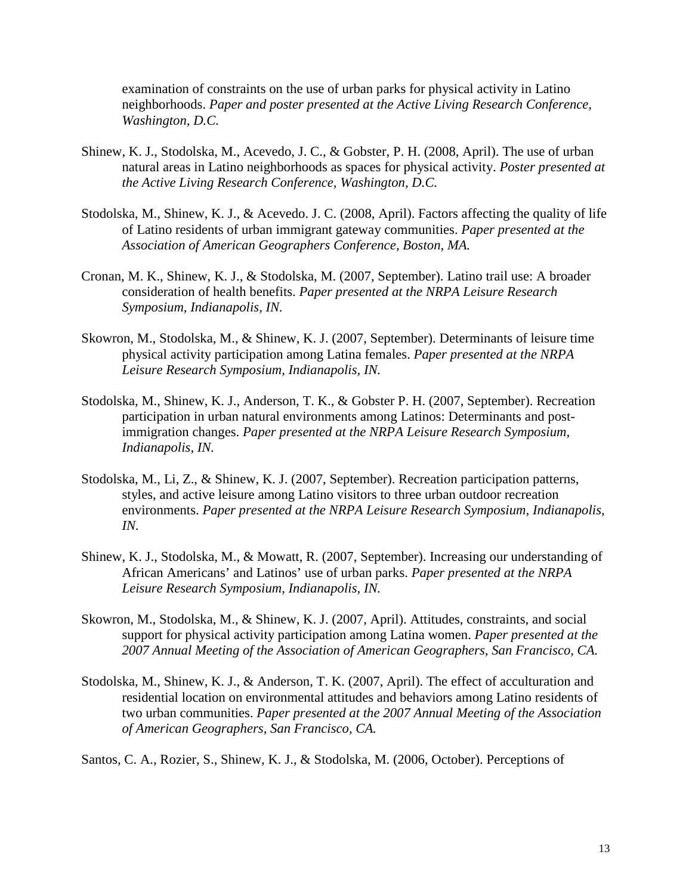examination of constraints on the use of urban parks for physical activity in Latino neighborhoods. *Paper and poster presented at the Active Living Research Conference, Washington, D.C.*

Shinew, K. J., Stodolska, M., Acevedo, J. C., & Gobster, P. H. (2008, April). The use of urban natural areas in Latino neighborhoods as spaces for physical activity. *Poster presented at the Active Living Research Conference, Washington, D.C.*

Stodolska, M., Shinew, K. J., & Acevedo. J. C. (2008, April). Factors affecting the quality of life of Latino residents of urban immigrant gateway communities. *Paper presented at the Association of American Geographers Conference, Boston, MA.*

Cronan, M. K., Shinew, K. J., & Stodolska, M. (2007, September). Latino trail use: A broader consideration of health benefits. *Paper presented at the NRPA Leisure Research Symposium, Indianapolis, IN.*

Skowron, M., Stodolska, M., & Shinew, K. J. (2007, September). Determinants of leisure time physical activity participation among Latina females. *Paper presented at the NRPA Leisure Research Symposium, Indianapolis, IN.*

Stodolska, M., Shinew, K. J., Anderson, T. K., & Gobster P. H. (2007, September). Recreation participation in urban natural environments among Latinos: Determinants and post-immigration changes. *Paper presented at the NRPA Leisure Research Symposium, Indianapolis, IN.*

Stodolska, M., Li, Z., & Shinew, K. J. (2007, September). Recreation participation patterns, styles, and active leisure among Latino visitors to three urban outdoor recreation environments. *Paper presented at the NRPA Leisure Research Symposium, Indianapolis, IN.*

Shinew, K. J., Stodolska, M., & Mowatt, R. (2007, September). Increasing our understanding of African Americans' and Latinos' use of urban parks. *Paper presented at the NRPA Leisure Research Symposium, Indianapolis, IN.*

Skowron, M., Stodolska, M., & Shinew, K. J. (2007, April). Attitudes, constraints, and social support for physical activity participation among Latina women. *Paper presented at the 2007 Annual Meeting of the Association of American Geographers, San Francisco, CA.*

Stodolska, M., Shinew, K. J., & Anderson, T. K. (2007, April). The effect of acculturation and residential location on environmental attitudes and behaviors among Latino residents of two urban communities. *Paper presented at the 2007 Annual Meeting of the Association of American Geographers, San Francisco, CA.*

Santos, C. A., Rozier, S., Shinew, K. J., & Stodolska, M. (2006, October). Perceptions of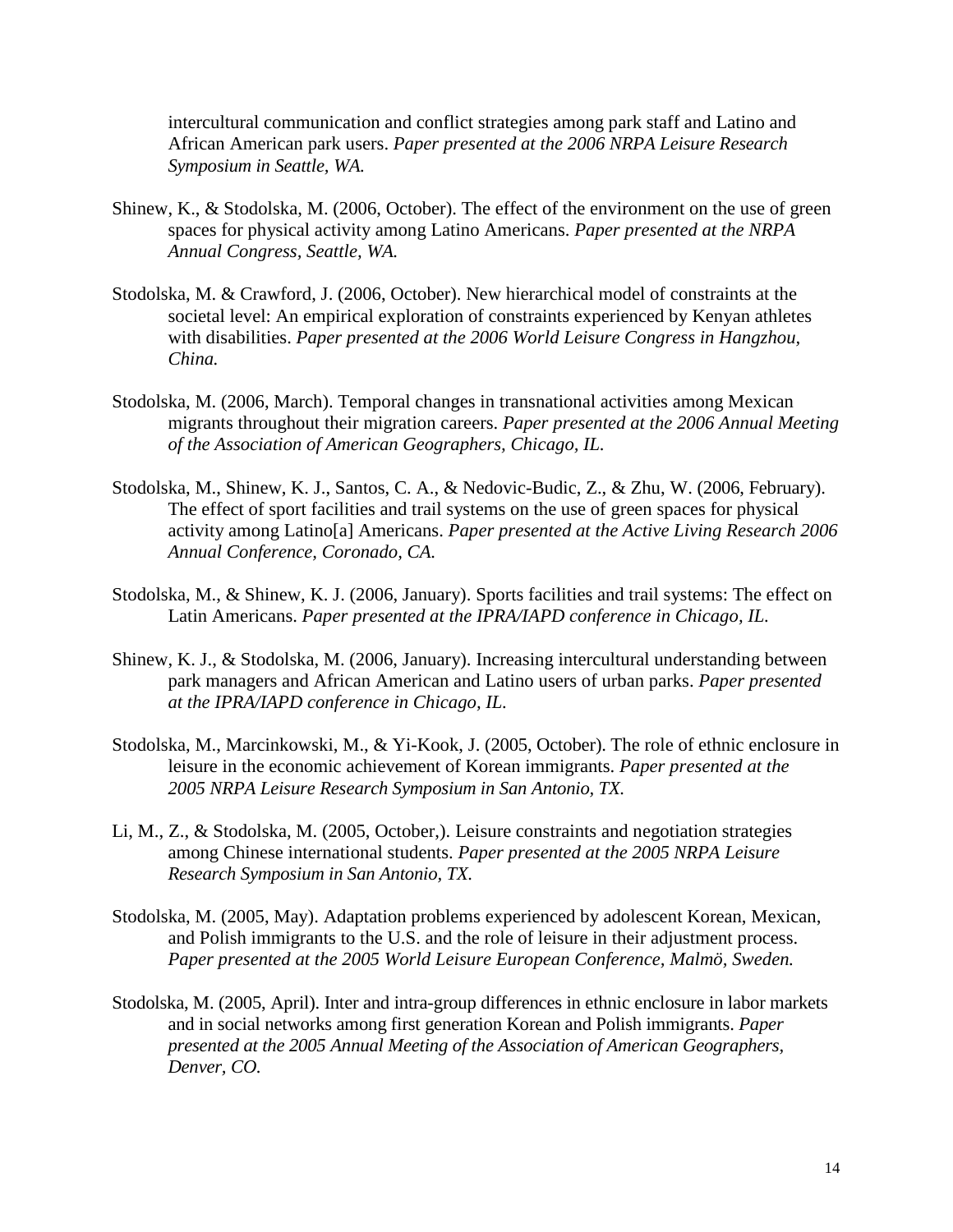intercultural communication and conflict strategies among park staff and Latino and African American park users. *Paper presented at the 2006 NRPA Leisure Research Symposium in Seattle, WA.*

Shinew, K., & Stodolska, M. (2006, October). The effect of the environment on the use of green spaces for physical activity among Latino Americans. *Paper presented at the NRPA Annual Congress, Seattle, WA.*

Stodolska, M. & Crawford, J. (2006, October). New hierarchical model of constraints at the societal level: An empirical exploration of constraints experienced by Kenyan athletes with disabilities. *Paper presented at the 2006 World Leisure Congress in Hangzhou, China.*

Stodolska, M. (2006, March). Temporal changes in transnational activities among Mexican migrants throughout their migration careers. *Paper presented at the 2006 Annual Meeting of the Association of American Geographers, Chicago, IL.*

Stodolska, M., Shinew, K. J., Santos, C. A., & Nedovic-Budic, Z., & Zhu, W. (2006, February). The effect of sport facilities and trail systems on the use of green spaces for physical activity among Latino[a] Americans. *Paper presented at the Active Living Research 2006 Annual Conference, Coronado, CA.*

Stodolska, M., & Shinew, K. J. (2006, January). Sports facilities and trail systems: The effect on Latin Americans. *Paper presented at the IPRA/IAPD conference in Chicago, IL.*

Shinew, K. J., & Stodolska, M. (2006, January). Increasing intercultural understanding between park managers and African American and Latino users of urban parks. *Paper presented at the IPRA/IAPD conference in Chicago, IL.*

Stodolska, M., Marcinkowski, M., & Yi-Kook, J. (2005, October). The role of ethnic enclosure in leisure in the economic achievement of Korean immigrants. *Paper presented at the 2005 NRPA Leisure Research Symposium in San Antonio, TX.*

Li, M., Z., & Stodolska, M. (2005, October,). Leisure constraints and negotiation strategies among Chinese international students. *Paper presented at the 2005 NRPA Leisure Research Symposium in San Antonio, TX.*

Stodolska, M. (2005, May). Adaptation problems experienced by adolescent Korean, Mexican, and Polish immigrants to the U.S. and the role of leisure in their adjustment process. *Paper presented at the 2005 World Leisure European Conference, Malmö, Sweden.*

Stodolska, M. (2005, April). Inter and intra-group differences in ethnic enclosure in labor markets and in social networks among first generation Korean and Polish immigrants. *Paper presented at the 2005 Annual Meeting of the Association of American Geographers, Denver, CO.*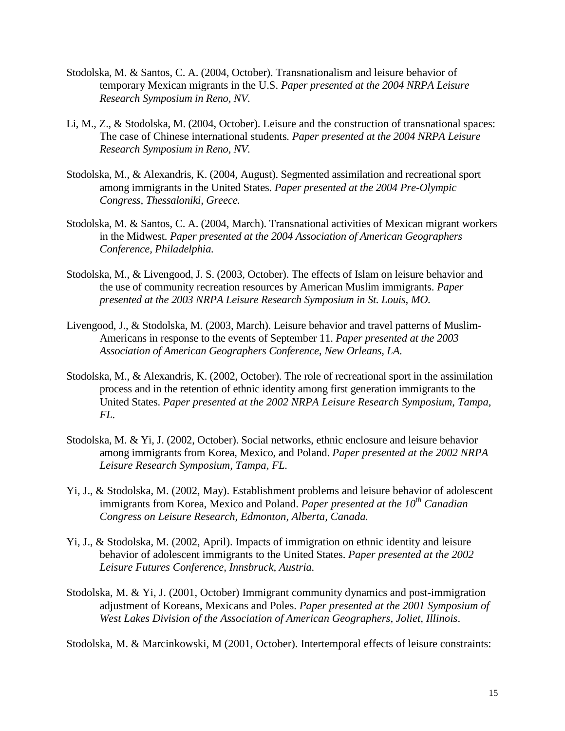Stodolska, M. & Santos, C. A. (2004, October). Transnationalism and leisure behavior of temporary Mexican migrants in the U.S. *Paper presented at the 2004 NRPA Leisure Research Symposium in Reno, NV.*

Li, M., Z., & Stodolska, M. (2004, October). Leisure and the construction of transnational spaces: The case of Chinese international students*. Paper presented at the 2004 NRPA Leisure Research Symposium in Reno, NV.*

Stodolska, M., & Alexandris, K. (2004, August). Segmented assimilation and recreational sport among immigrants in the United States*. Paper presented at the 2004 Pre-Olympic Congress, Thessaloniki, Greece.*

Stodolska, M. & Santos, C. A. (2004, March). Transnational activities of Mexican migrant workers in the Midwest. *Paper presented at the 2004 Association of American Geographers Conference, Philadelphia.*

Stodolska, M., & Livengood, J. S. (2003, October). The effects of Islam on leisure behavior and the use of community recreation resources by American Muslim immigrants. *Paper presented at the 2003 NRPA Leisure Research Symposium in St. Louis, MO.*

Livengood, J., & Stodolska, M. (2003, March). Leisure behavior and travel patterns of Muslim-Americans in response to the events of September 11. *Paper presented at the 2003 Association of American Geographers Conference, New Orleans, LA.*

Stodolska, M., & Alexandris, K. (2002, October). The role of recreational sport in the assimilation process and in the retention of ethnic identity among first generation immigrants to the United States*. Paper presented at the 2002 NRPA Leisure Research Symposium, Tampa, FL.*

Stodolska, M. & Yi, J. (2002, October). Social networks, ethnic enclosure and leisure behavior among immigrants from Korea, Mexico, and Poland*. Paper presented at the 2002 NRPA Leisure Research Symposium, Tampa, FL.*

Yi, J., & Stodolska, M. (2002, May). Establishment problems and leisure behavior of adolescent immigrants from Korea, Mexico and Poland. *Paper presented at the 10th Canadian Congress on Leisure Research, Edmonton, Alberta, Canada.*

Yi, J., & Stodolska, M. (2002, April). Impacts of immigration on ethnic identity and leisure behavior of adolescent immigrants to the United States. *Paper presented at the 2002 Leisure Futures Conference, Innsbruck, Austria.*

Stodolska, M. & Yi, J. (2001, October) Immigrant community dynamics and post-immigration adjustment of Koreans, Mexicans and Poles. *Paper presented at the 2001 Symposium of West Lakes Division of the Association of American Geographers, Joliet, Illinois*.

Stodolska, M. & Marcinkowski, M (2001, October). Intertemporal effects of leisure constraints: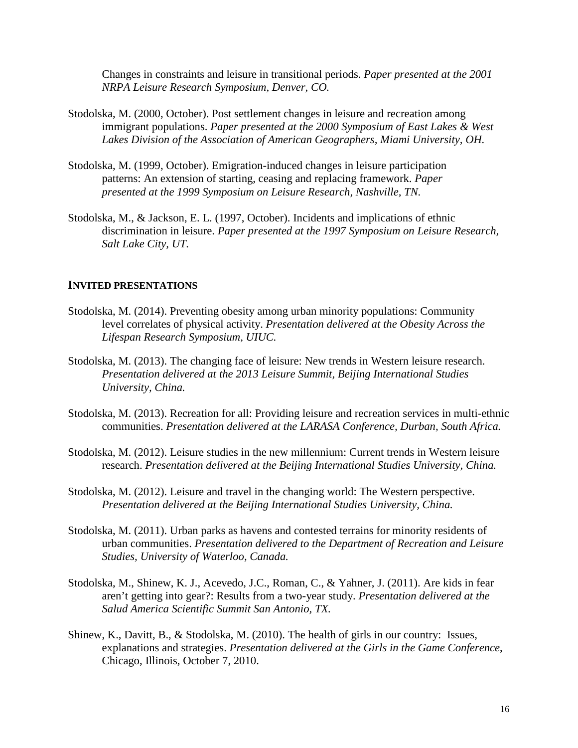Changes in constraints and leisure in transitional periods. *Paper presented at the 2001 NRPA Leisure Research Symposium, Denver, CO.*

Stodolska, M. (2000, October). Post settlement changes in leisure and recreation among immigrant populations. *Paper presented at the 2000 Symposium of East Lakes & West Lakes Division of the Association of American Geographers, Miami University, OH.*

Stodolska, M. (1999, October). Emigration-induced changes in leisure participation patterns: An extension of starting, ceasing and replacing framework. *Paper presented at the 1999 Symposium on Leisure Research, Nashville, TN.*

Stodolska, M., & Jackson, E. L. (1997, October). Incidents and implications of ethnic discrimination in leisure. *Paper presented at the 1997 Symposium on Leisure Research, Salt Lake City, UT.*

## INVITED PRESENTATIONS

Stodolska, M. (2014). Preventing obesity among urban minority populations: Community level correlates of physical activity. *Presentation delivered at the Obesity Across the Lifespan Research Symposium, UIUC.*

Stodolska, M. (2013). The changing face of leisure: New trends in Western leisure research. *Presentation delivered at the 2013 Leisure Summit, Beijing International Studies University, China.*

Stodolska, M. (2013). Recreation for all: Providing leisure and recreation services in multi-ethnic communities. *Presentation delivered at the LARASA Conference, Durban, South Africa.*

Stodolska, M. (2012). Leisure studies in the new millennium: Current trends in Western leisure research. *Presentation delivered at the Beijing International Studies University, China.*

Stodolska, M. (2012). Leisure and travel in the changing world: The Western perspective. *Presentation delivered at the Beijing International Studies University, China.*

Stodolska, M. (2011). Urban parks as havens and contested terrains for minority residents of urban communities. *Presentation delivered to the Department of Recreation and Leisure Studies, University of Waterloo, Canada.*

Stodolska, M., Shinew, K. J., Acevedo, J.C., Roman, C., & Yahner, J. (2011). Are kids in fear aren't getting into gear?: Results from a two-year study. *Presentation delivered at the Salud America Scientific Summit San Antonio, TX.*

Shinew, K., Davitt, B., & Stodolska, M. (2010). The health of girls in our country: Issues, explanations and strategies. *Presentation delivered at the Girls in the Game Conference*, Chicago, Illinois, October 7, 2010.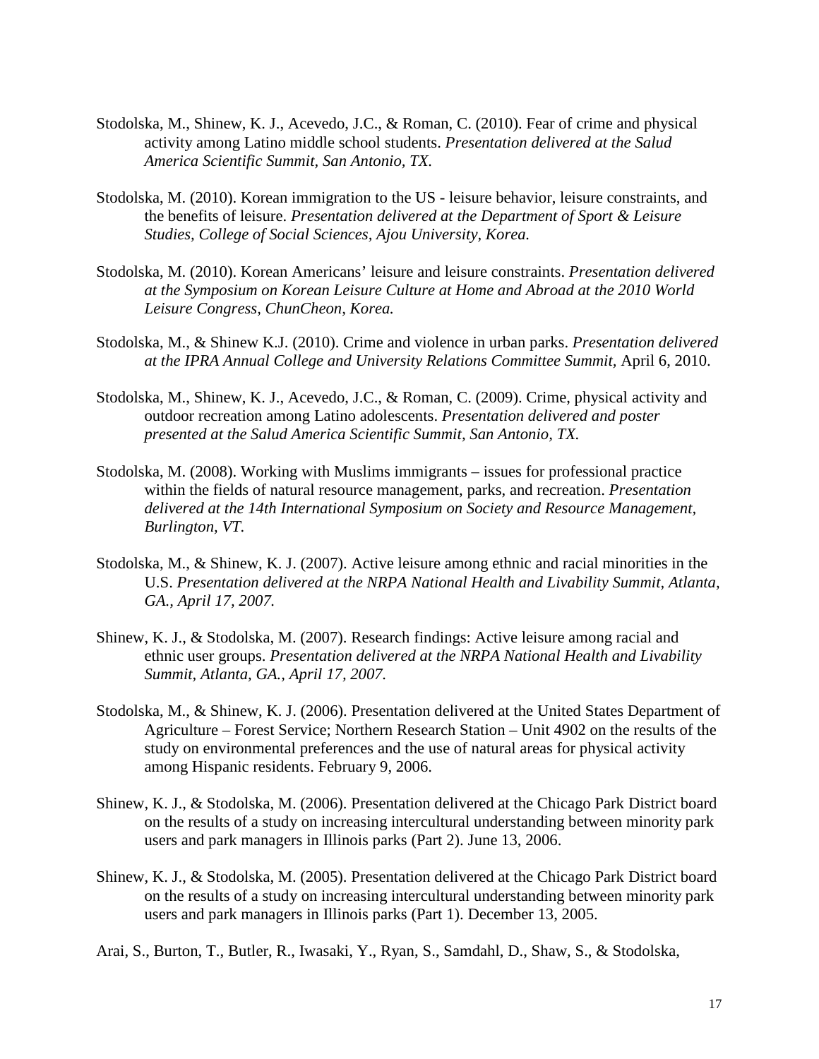Stodolska, M., Shinew, K. J., Acevedo, J.C., & Roman, C. (2010). Fear of crime and physical activity among Latino middle school students. *Presentation delivered at the Salud America Scientific Summit, San Antonio, TX.*

Stodolska, M. (2010). Korean immigration to the US - leisure behavior, leisure constraints, and the benefits of leisure. *Presentation delivered at the Department of Sport & Leisure Studies, College of Social Sciences, Ajou University, Korea.*

Stodolska, M. (2010). Korean Americans' leisure and leisure constraints. *Presentation delivered at the Symposium on Korean Leisure Culture at Home and Abroad at the 2010 World Leisure Congress, ChunCheon, Korea.*

Stodolska, M., & Shinew K.J. (2010). Crime and violence in urban parks. *Presentation delivered at the IPRA Annual College and University Relations Committee Summit,* April 6, 2010.

Stodolska, M., Shinew, K. J., Acevedo, J.C., & Roman, C. (2009). Crime, physical activity and outdoor recreation among Latino adolescents. *Presentation delivered and poster presented at the Salud America Scientific Summit, San Antonio, TX.*

Stodolska, M. (2008). Working with Muslims immigrants – issues for professional practice within the fields of natural resource management, parks, and recreation. *Presentation delivered at the 14th International Symposium on Society and Resource Management, Burlington, VT.*

Stodolska, M., & Shinew, K. J. (2007). Active leisure among ethnic and racial minorities in the U.S. *Presentation delivered at the NRPA National Health and Livability Summit, Atlanta, GA., April 17, 2007.*

Shinew, K. J., & Stodolska, M. (2007). Research findings: Active leisure among racial and ethnic user groups. *Presentation delivered at the NRPA National Health and Livability Summit, Atlanta, GA., April 17, 2007.*

Stodolska, M., & Shinew, K. J. (2006). Presentation delivered at the United States Department of Agriculture – Forest Service; Northern Research Station – Unit 4902 on the results of the study on environmental preferences and the use of natural areas for physical activity among Hispanic residents. February 9, 2006.

Shinew, K. J., & Stodolska, M. (2006). Presentation delivered at the Chicago Park District board on the results of a study on increasing intercultural understanding between minority park users and park managers in Illinois parks (Part 2). June 13, 2006.

Shinew, K. J., & Stodolska, M. (2005). Presentation delivered at the Chicago Park District board on the results of a study on increasing intercultural understanding between minority park users and park managers in Illinois parks (Part 1). December 13, 2005.

Arai, S., Burton, T., Butler, R., Iwasaki, Y., Ryan, S., Samdahl, D., Shaw, S., & Stodolska,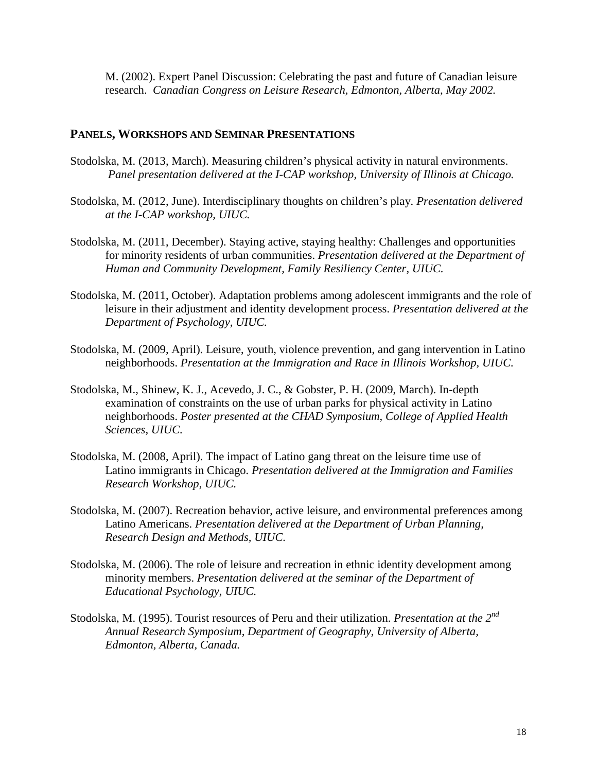M. (2002). Expert Panel Discussion: Celebrating the past and future of Canadian leisure research. *Canadian Congress on Leisure Research, Edmonton, Alberta, May 2002.*

## PANELS, WORKSHOPS AND SEMINAR PRESENTATIONS

Stodolska, M. (2013, March). Measuring children's physical activity in natural environments. *Panel presentation delivered at the I-CAP workshop, University of Illinois at Chicago.*

Stodolska, M. (2012, June). Interdisciplinary thoughts on children's play. *Presentation delivered at the I-CAP workshop, UIUC.*

Stodolska, M. (2011, December). Staying active, staying healthy: Challenges and opportunities for minority residents of urban communities. *Presentation delivered at the Department of Human and Community Development, Family Resiliency Center, UIUC.*

Stodolska, M. (2011, October). Adaptation problems among adolescent immigrants and the role of leisure in their adjustment and identity development process. *Presentation delivered at the Department of Psychology, UIUC.*

Stodolska, M. (2009, April). Leisure, youth, violence prevention, and gang intervention in Latino neighborhoods. *Presentation at the Immigration and Race in Illinois Workshop, UIUC.*

Stodolska, M., Shinew, K. J., Acevedo, J. C., & Gobster, P. H. (2009, March). In-depth examination of constraints on the use of urban parks for physical activity in Latino neighborhoods. *Poster presented at the CHAD Symposium, College of Applied Health Sciences, UIUC.*

Stodolska, M. (2008, April). The impact of Latino gang threat on the leisure time use of Latino immigrants in Chicago. *Presentation delivered at the Immigration and Families Research Workshop, UIUC.*

Stodolska, M. (2007). Recreation behavior, active leisure, and environmental preferences among Latino Americans. *Presentation delivered at the Department of Urban Planning, Research Design and Methods, UIUC.*

Stodolska, M. (2006). The role of leisure and recreation in ethnic identity development among minority members. *Presentation delivered at the seminar of the Department of Educational Psychology, UIUC.*

Stodolska, M. (1995). Tourist resources of Peru and their utilization. *Presentation at the 2nd Annual Research Symposium, Department of Geography, University of Alberta, Edmonton, Alberta, Canada.*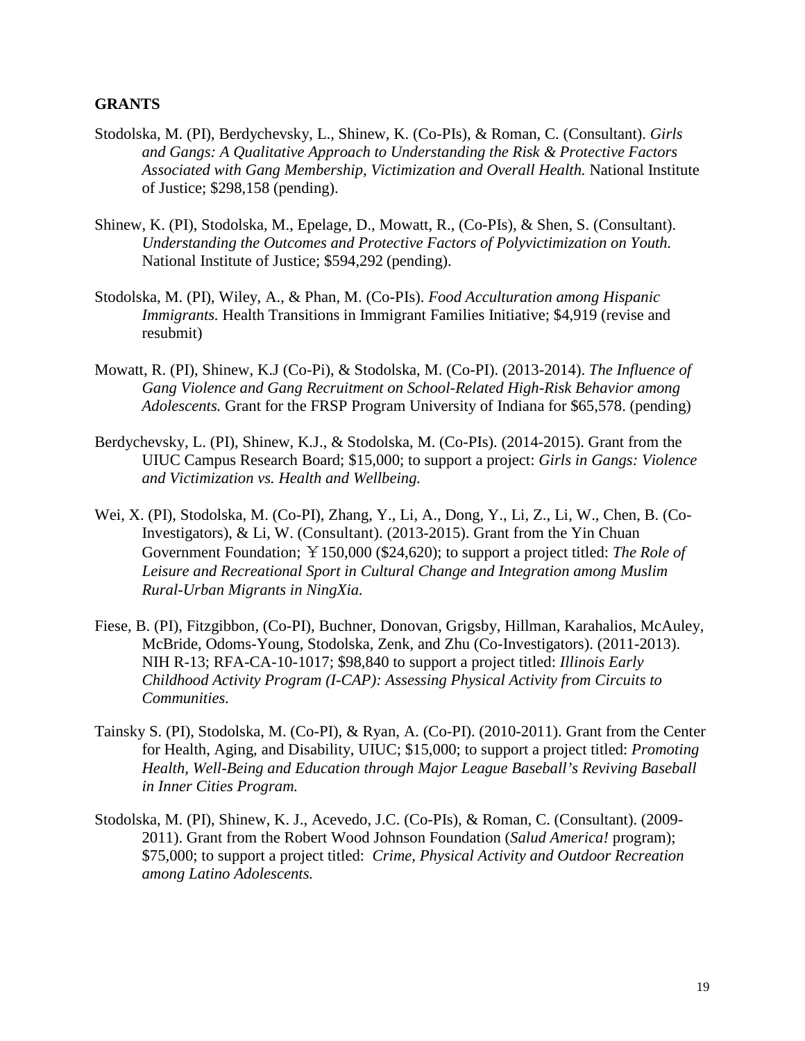**GRANTS**

Stodolska, M. (PI), Berdychevsky, L., Shinew, K. (Co-PIs), & Roman, C. (Consultant). *Girls and Gangs: A Qualitative Approach to Understanding the Risk & Protective Factors Associated with Gang Membership, Victimization and Overall Health.* National Institute of Justice; $298,158 (pending).

Shinew, K. (PI), Stodolska, M., Epelage, D., Mowatt, R., (Co-PIs), & Shen, S. (Consultant). *Understanding the Outcomes and Protective Factors of Polyvictimization on Youth.* National Institute of Justice; $594,292 (pending).

Stodolska, M. (PI), Wiley, A., & Phan, M. (Co-PIs). *Food Acculturation among Hispanic Immigrants.* Health Transitions in Immigrant Families Initiative; $4,919 (revise and resubmit)

Mowatt, R. (PI), Shinew, K.J (Co-Pi), & Stodolska, M. (Co-PI). (2013-2014). *The Influence of Gang Violence and Gang Recruitment on School-Related High-Risk Behavior among Adolescents.* Grant for the FRSP Program University of Indiana for $65,578. (pending)

Berdychevsky, L. (PI), Shinew, K.J., & Stodolska, M. (Co-PIs). (2014-2015). Grant from the UIUC Campus Research Board; $15,000; to support a project: *Girls in Gangs: Violence and Victimization vs. Health and Wellbeing.*

Wei, X. (PI), Stodolska, M. (Co-PI), Zhang, Y., Li, A., Dong, Y., Li, Z., Li, W., Chen, B. (Co-Investigators), & Li, W. (Consultant). (2013-2015). Grant from the Yin Chuan Government Foundation; ￥150,000 ($24,620); to support a project titled: *The Role of Leisure and Recreational Sport in Cultural Change and Integration among Muslim Rural-Urban Migrants in NingXia.*

Fiese, B. (PI), Fitzgibbon, (Co-PI), Buchner, Donovan, Grigsby, Hillman, Karahalios, McAuley, McBride, Odoms-Young, Stodolska, Zenk, and Zhu (Co-Investigators). (2011-2013). NIH R-13; RFA-CA-10-1017; $98,840 to support a project titled: *Illinois Early Childhood Activity Program (I-CAP): Assessing Physical Activity from Circuits to Communities.*

Tainsky S. (PI), Stodolska, M. (Co-PI), & Ryan, A. (Co-PI). (2010-2011). Grant from the Center for Health, Aging, and Disability, UIUC; $15,000; to support a project titled: *Promoting Health, Well-Being and Education through Major League Baseball's Reviving Baseball in Inner Cities Program.*

Stodolska, M. (PI), Shinew, K. J., Acevedo, J.C. (Co-PIs), & Roman, C. (Consultant). (2009-2011). Grant from the Robert Wood Johnson Foundation (*Salud America!* program); $75,000; to support a project titled: *Crime, Physical Activity and Outdoor Recreation among Latino Adolescents.*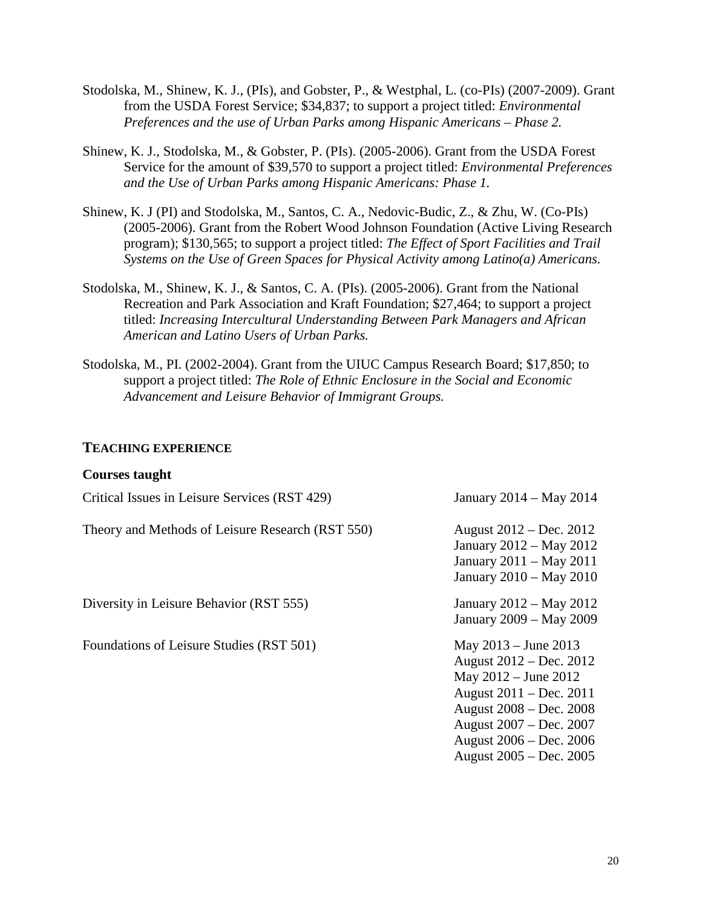Stodolska, M., Shinew, K. J., (PIs), and Gobster, P., & Westphal, L. (co-PIs) (2007-2009). Grant from the USDA Forest Service; $34,837; to support a project titled: *Environmental Preferences and the use of Urban Parks among Hispanic Americans – Phase 2.*

Shinew, K. J., Stodolska, M., & Gobster, P. (PIs). (2005-2006). Grant from the USDA Forest Service for the amount of $39,570 to support a project titled: *Environmental Preferences and the Use of Urban Parks among Hispanic Americans: Phase 1.*

Shinew, K. J (PI) and Stodolska, M., Santos, C. A., Nedovic-Budic, Z., & Zhu, W. (Co-PIs) (2005-2006). Grant from the Robert Wood Johnson Foundation (Active Living Research program); $130,565; to support a project titled: *The Effect of Sport Facilities and Trail Systems on the Use of Green Spaces for Physical Activity among Latino(a) Americans.*

Stodolska, M., Shinew, K. J., & Santos, C. A. (PIs). (2005-2006). Grant from the National Recreation and Park Association and Kraft Foundation; $27,464; to support a project titled: *Increasing Intercultural Understanding Between Park Managers and African American and Latino Users of Urban Parks.*

Stodolska, M., PI. (2002-2004). Grant from the UIUC Campus Research Board; $17,850; to support a project titled: *The Role of Ethnic Enclosure in the Social and Economic Advancement and Leisure Behavior of Immigrant Groups.*

## TEACHING EXPERIENCE

### Courses taught

| Course | Dates |
|---|---|
| Critical Issues in Leisure Services (RST 429) | January 2014 – May 2014 |
| Theory and Methods of Leisure Research (RST 550) | August 2012 – Dec. 2012<br>January 2012 – May 2012<br>January 2011 – May 2011<br>January 2010 – May 2010 |
| Diversity in Leisure Behavior (RST 555) | January 2012 – May 2012<br>January 2009 – May 2009 |
| Foundations of Leisure Studies (RST 501) | May 2013 – June 2013<br>August 2012 – Dec. 2012<br>May 2012 – June 2012<br>August 2011 – Dec. 2011<br>August 2008 – Dec. 2008<br>August 2007 – Dec. 2007<br>August 2006 – Dec. 2006<br>August 2005 – Dec. 2005 |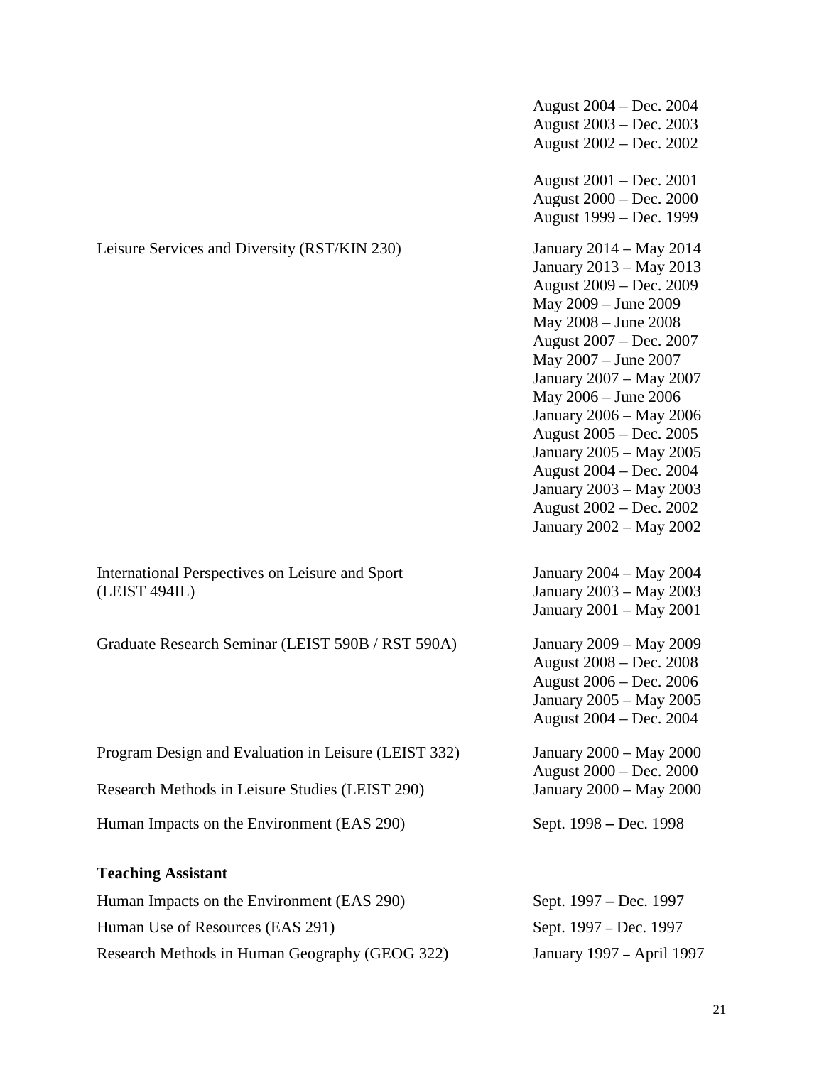| | |
|---|---|
| | August 2004 – Dec. 2004 |
| | August 2003 – Dec. 2003 |
| | August 2002 – Dec. 2002 |
| | August 2001 – Dec. 2001 |
| | August 2000 – Dec. 2000 |
| | August 1999 – Dec. 1999 |
| Leisure Services and Diversity (RST/KIN 230) | January 2014 – May 2014 |
| | January 2013 – May 2013 |
| | August 2009 – Dec. 2009 |
| | May 2009 – June 2009 |
| | May 2008 – June 2008 |
| | August 2007 – Dec. 2007 |
| | May 2007 – June 2007 |
| | January 2007 – May 2007 |
| | May 2006 – June 2006 |
| | January 2006 – May 2006 |
| | August 2005 – Dec. 2005 |
| | January 2005 – May 2005 |
| | August 2004 – Dec. 2004 |
| | January 2003 – May 2003 |
| | August 2002 – Dec. 2002 |
| | January 2002 – May 2002 |
| International Perspectives on Leisure and Sport (LEIST 494IL) | January 2004 – May 2004 |
| | January 2003 – May 2003 |
| | January 2001 – May 2001 |
| Graduate Research Seminar (LEIST 590B / RST 590A) | January 2009 – May 2009 |
| | August 2008 – Dec. 2008 |
| | August 2006 – Dec. 2006 |
| | January 2005 – May 2005 |
| | August 2004 – Dec. 2004 |
| Program Design and Evaluation in Leisure (LEIST 332) | January 2000 – May 2000 |
| | August 2000 – Dec. 2000 |
| Research Methods in Leisure Studies (LEIST 290) | January 2000 – May 2000 |
| Human Impacts on the Environment (EAS 290) | Sept. 1998 – Dec. 1998 |

**Teaching Assistant**

| | |
|---|---|
| Human Impacts on the Environment (EAS 290) | Sept. 1997 – Dec. 1997 |
| Human Use of Resources (EAS 291) | Sept. 1997 – Dec. 1997 |
| Research Methods in Human Geography (GEOG 322) | January 1997 – April 1997 |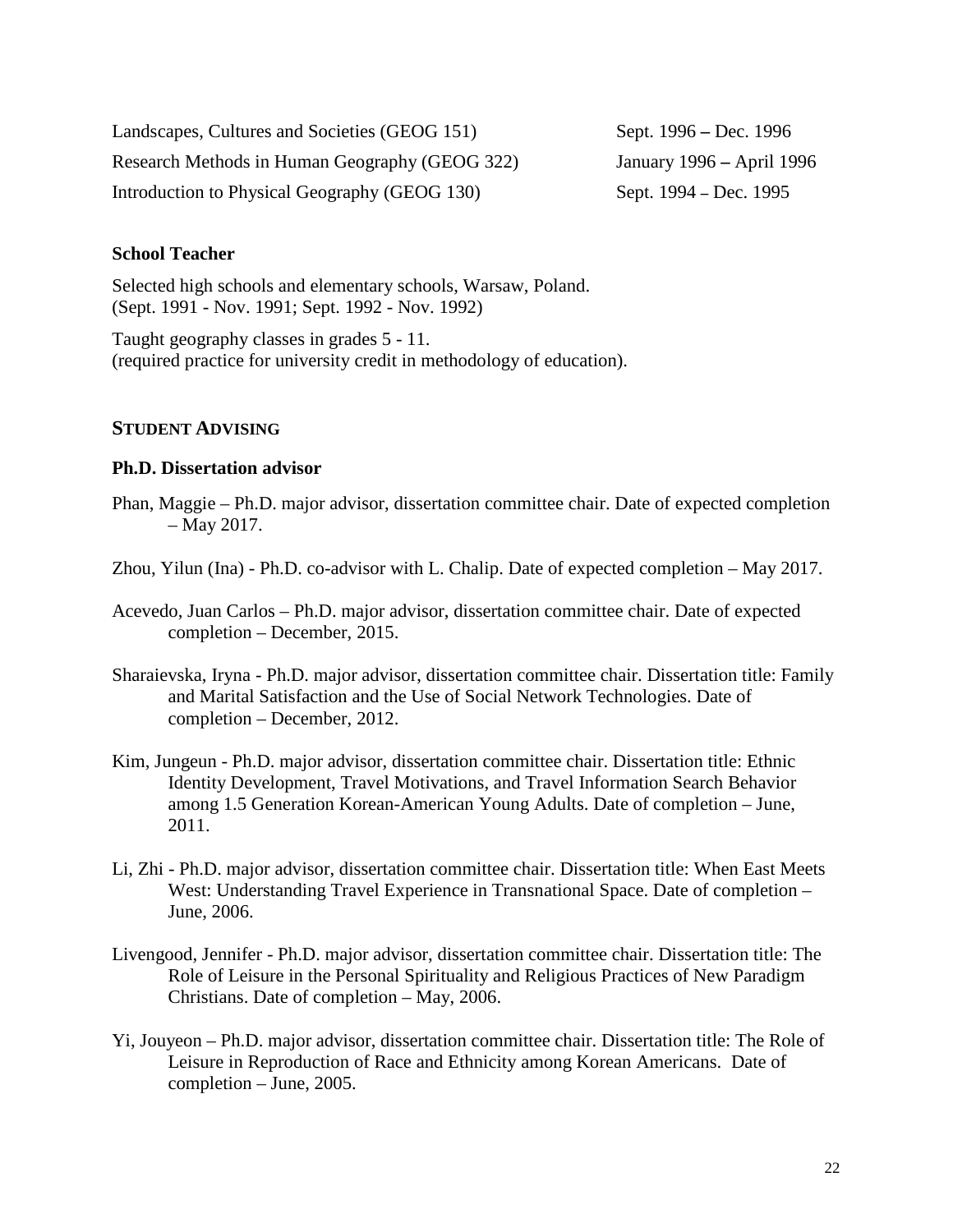| | |
|---|---|
| Landscapes, Cultures and Societies (GEOG 151) | Sept. 1996 – Dec. 1996 |
| Research Methods in Human Geography (GEOG 322) | January 1996 – April 1996 |
| Introduction to Physical Geography (GEOG 130) | Sept. 1994 – Dec. 1995 |

**School Teacher**

Selected high schools and elementary schools, Warsaw, Poland.
(Sept. 1991 - Nov. 1991; Sept. 1992 - Nov. 1992)

Taught geography classes in grades 5 - 11.
(required practice for university credit in methodology of education).

## STUDENT ADVISING

**Ph.D. Dissertation advisor**

Phan, Maggie – Ph.D. major advisor, dissertation committee chair. Date of expected completion – May 2017.

Zhou, Yilun (Ina) - Ph.D. co-advisor with L. Chalip. Date of expected completion – May 2017.

Acevedo, Juan Carlos – Ph.D. major advisor, dissertation committee chair. Date of expected completion – December, 2015.

Sharaievska, Iryna - Ph.D. major advisor, dissertation committee chair. Dissertation title: Family and Marital Satisfaction and the Use of Social Network Technologies. Date of completion – December, 2012.

Kim, Jungeun - Ph.D. major advisor, dissertation committee chair. Dissertation title: Ethnic Identity Development, Travel Motivations, and Travel Information Search Behavior among 1.5 Generation Korean-American Young Adults. Date of completion – June, 2011.

Li, Zhi - Ph.D. major advisor, dissertation committee chair. Dissertation title: When East Meets West: Understanding Travel Experience in Transnational Space. Date of completion – June, 2006.

Livengood, Jennifer - Ph.D. major advisor, dissertation committee chair. Dissertation title: The Role of Leisure in the Personal Spirituality and Religious Practices of New Paradigm Christians. Date of completion – May, 2006.

Yi, Jouyeon – Ph.D. major advisor, dissertation committee chair. Dissertation title: The Role of Leisure in Reproduction of Race and Ethnicity among Korean Americans. Date of completion – June, 2005.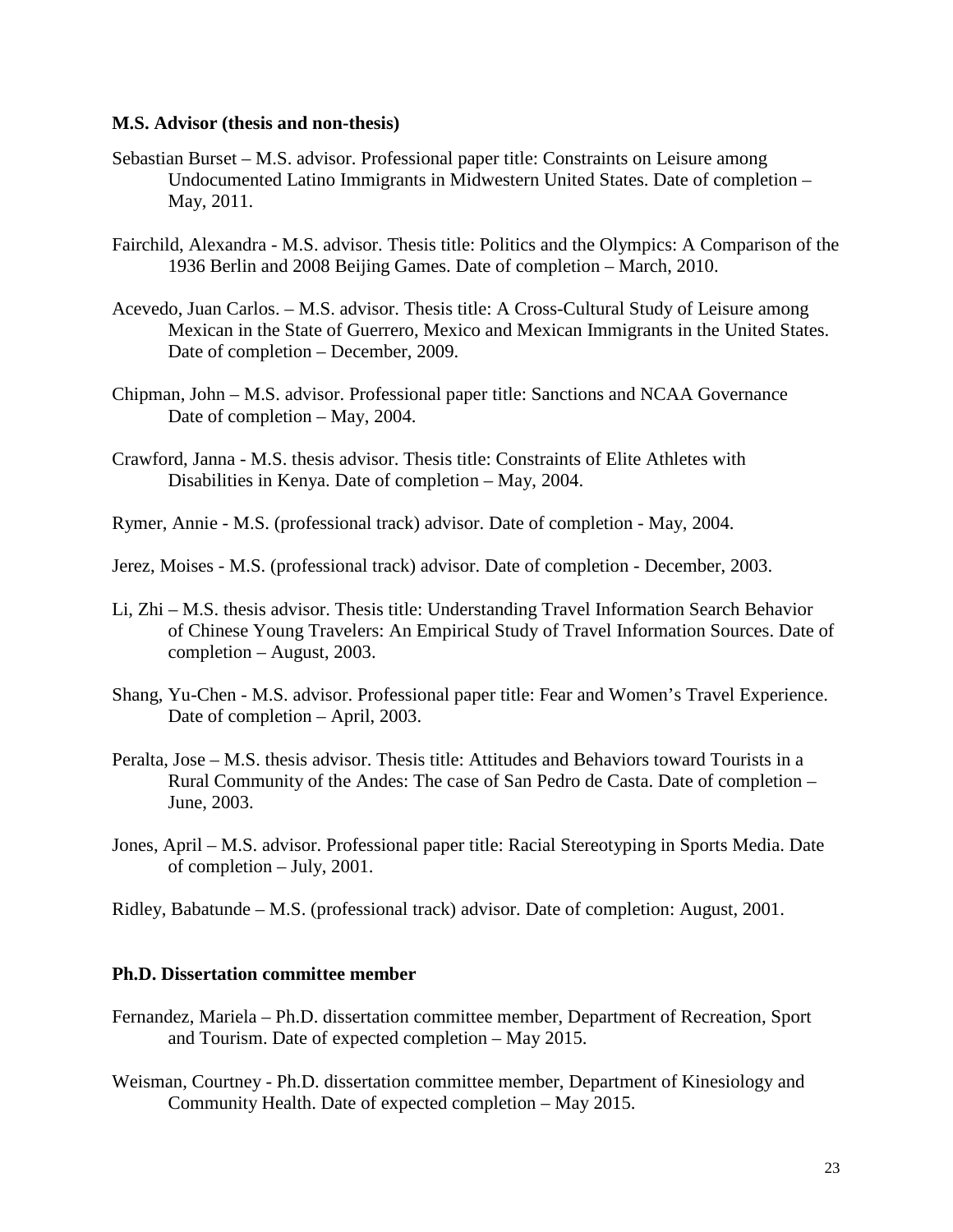**M.S. Advisor (thesis and non-thesis)**

Sebastian Burset – M.S. advisor. Professional paper title: Constraints on Leisure among Undocumented Latino Immigrants in Midwestern United States. Date of completion – May, 2011.

Fairchild, Alexandra - M.S. advisor. Thesis title: Politics and the Olympics: A Comparison of the 1936 Berlin and 2008 Beijing Games. Date of completion – March, 2010.

Acevedo, Juan Carlos. – M.S. advisor. Thesis title: A Cross-Cultural Study of Leisure among Mexican in the State of Guerrero, Mexico and Mexican Immigrants in the United States. Date of completion – December, 2009.

Chipman, John – M.S. advisor. Professional paper title: Sanctions and NCAA Governance Date of completion – May, 2004.

Crawford, Janna - M.S. thesis advisor. Thesis title: Constraints of Elite Athletes with Disabilities in Kenya. Date of completion – May, 2004.

Rymer, Annie - M.S. (professional track) advisor. Date of completion - May, 2004.

Jerez, Moises - M.S. (professional track) advisor. Date of completion - December, 2003.

Li, Zhi – M.S. thesis advisor. Thesis title: Understanding Travel Information Search Behavior of Chinese Young Travelers: An Empirical Study of Travel Information Sources. Date of completion – August, 2003.

Shang, Yu-Chen - M.S. advisor. Professional paper title: Fear and Women's Travel Experience. Date of completion – April, 2003.

Peralta, Jose – M.S. thesis advisor. Thesis title: Attitudes and Behaviors toward Tourists in a Rural Community of the Andes: The case of San Pedro de Casta. Date of completion – June, 2003.

Jones, April – M.S. advisor. Professional paper title: Racial Stereotyping in Sports Media. Date of completion – July, 2001.

Ridley, Babatunde – M.S. (professional track) advisor. Date of completion: August, 2001.

**Ph.D. Dissertation committee member**

Fernandez, Mariela – Ph.D. dissertation committee member, Department of Recreation, Sport and Tourism. Date of expected completion – May 2015.

Weisman, Courtney - Ph.D. dissertation committee member, Department of Kinesiology and Community Health. Date of expected completion – May 2015.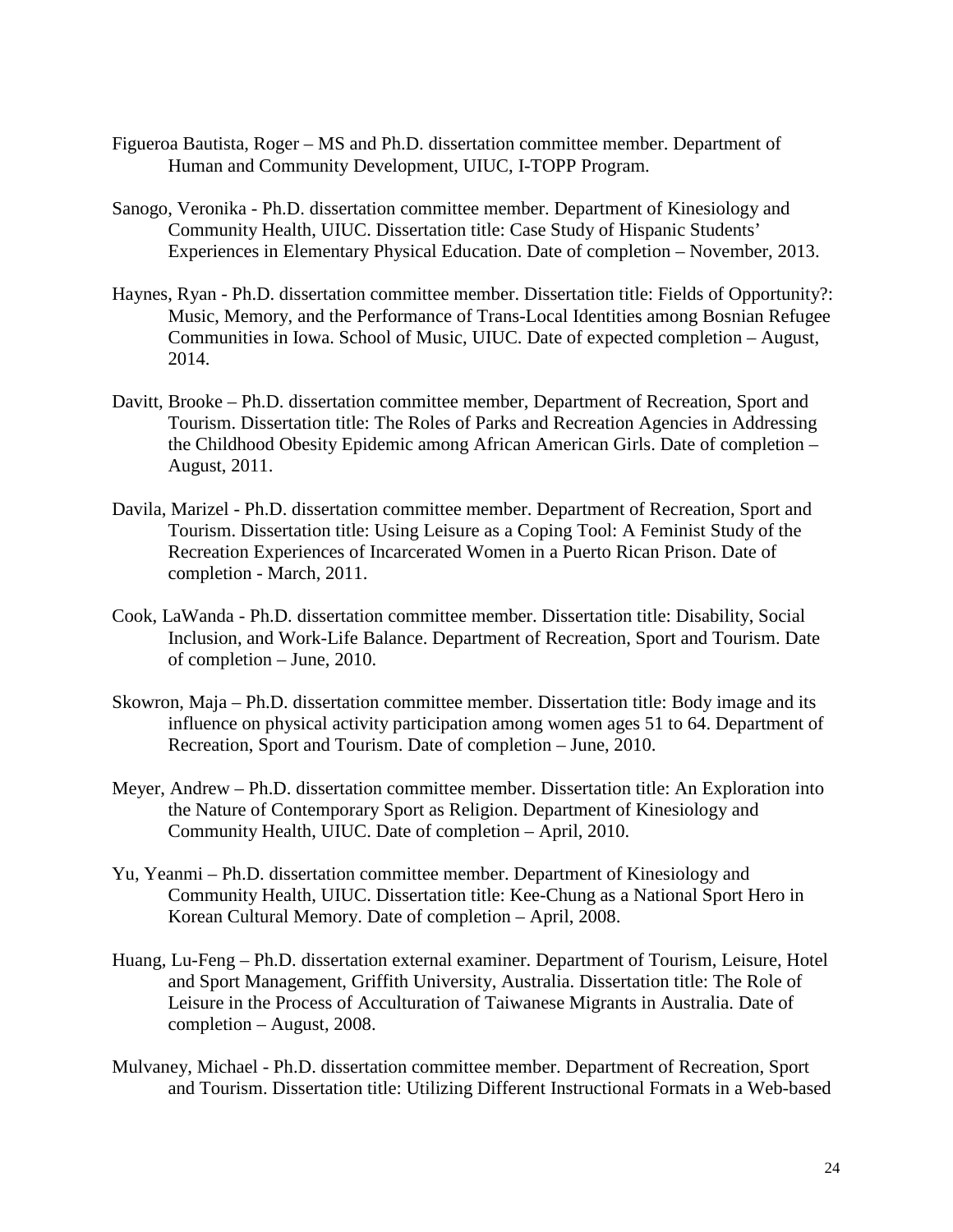Figueroa Bautista, Roger – MS and Ph.D. dissertation committee member. Department of Human and Community Development, UIUC, I-TOPP Program.

Sanogo, Veronika - Ph.D. dissertation committee member. Department of Kinesiology and Community Health, UIUC. Dissertation title: Case Study of Hispanic Students' Experiences in Elementary Physical Education. Date of completion – November, 2013.

Haynes, Ryan - Ph.D. dissertation committee member. Dissertation title: Fields of Opportunity?: Music, Memory, and the Performance of Trans-Local Identities among Bosnian Refugee Communities in Iowa. School of Music, UIUC. Date of expected completion – August, 2014.

Davitt, Brooke – Ph.D. dissertation committee member, Department of Recreation, Sport and Tourism. Dissertation title: The Roles of Parks and Recreation Agencies in Addressing the Childhood Obesity Epidemic among African American Girls. Date of completion – August, 2011.

Davila, Marizel - Ph.D. dissertation committee member. Department of Recreation, Sport and Tourism. Dissertation title: Using Leisure as a Coping Tool: A Feminist Study of the Recreation Experiences of Incarcerated Women in a Puerto Rican Prison. Date of completion - March, 2011.

Cook, LaWanda - Ph.D. dissertation committee member. Dissertation title: Disability, Social Inclusion, and Work-Life Balance. Department of Recreation, Sport and Tourism. Date of completion – June, 2010.

Skowron, Maja – Ph.D. dissertation committee member. Dissertation title: Body image and its influence on physical activity participation among women ages 51 to 64. Department of Recreation, Sport and Tourism. Date of completion – June, 2010.

Meyer, Andrew – Ph.D. dissertation committee member. Dissertation title: An Exploration into the Nature of Contemporary Sport as Religion. Department of Kinesiology and Community Health, UIUC. Date of completion – April, 2010.

Yu, Yeanmi – Ph.D. dissertation committee member. Department of Kinesiology and Community Health, UIUC. Dissertation title: Kee-Chung as a National Sport Hero in Korean Cultural Memory. Date of completion – April, 2008.

Huang, Lu-Feng – Ph.D. dissertation external examiner. Department of Tourism, Leisure, Hotel and Sport Management, Griffith University, Australia. Dissertation title: The Role of Leisure in the Process of Acculturation of Taiwanese Migrants in Australia. Date of completion – August, 2008.

Mulvaney, Michael - Ph.D. dissertation committee member. Department of Recreation, Sport and Tourism. Dissertation title: Utilizing Different Instructional Formats in a Web-based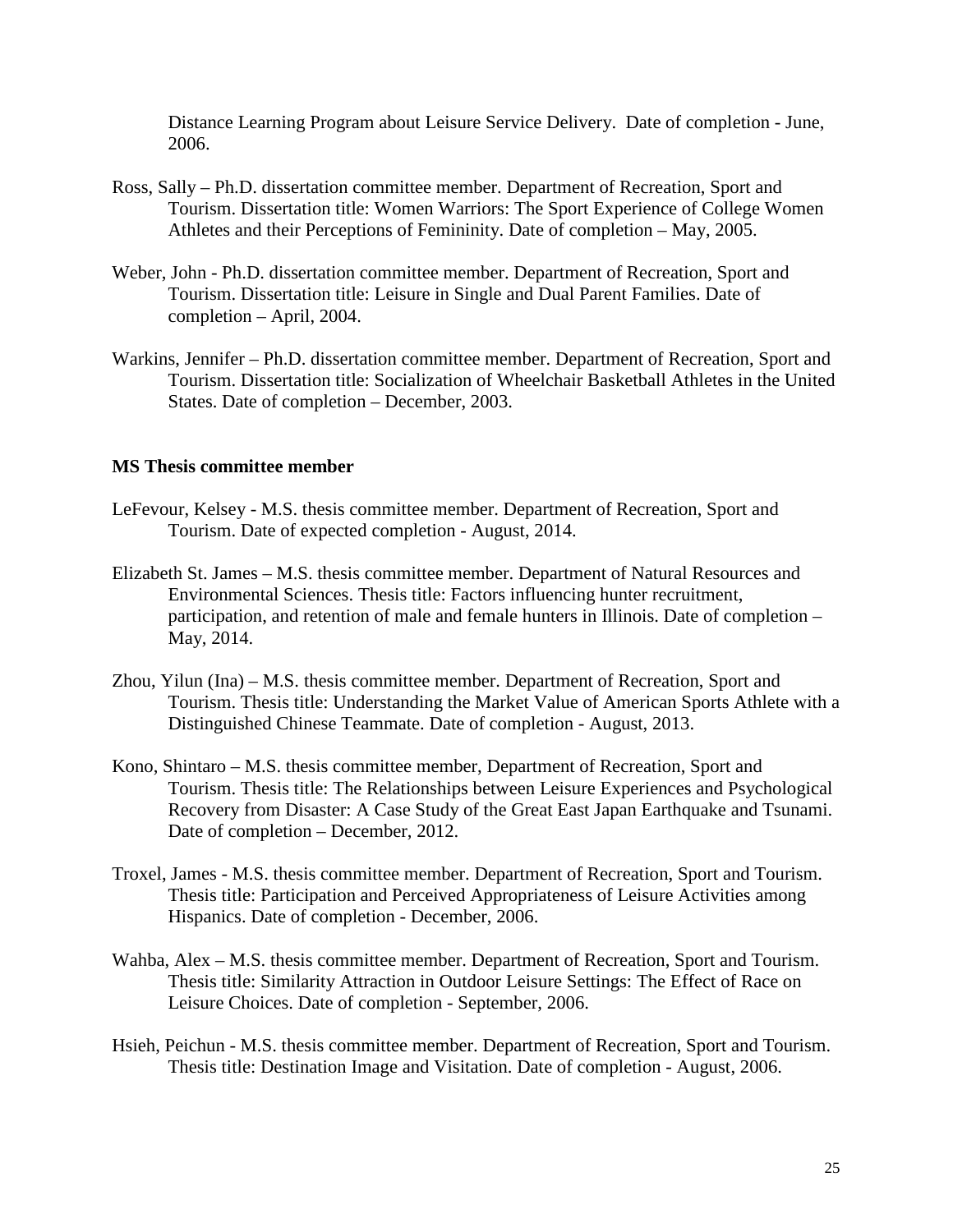Distance Learning Program about Leisure Service Delivery. Date of completion - June, 2006.

Ross, Sally – Ph.D. dissertation committee member. Department of Recreation, Sport and Tourism. Dissertation title: Women Warriors: The Sport Experience of College Women Athletes and their Perceptions of Femininity. Date of completion – May, 2005.

Weber, John - Ph.D. dissertation committee member. Department of Recreation, Sport and Tourism. Dissertation title: Leisure in Single and Dual Parent Families. Date of completion – April, 2004.

Warkins, Jennifer – Ph.D. dissertation committee member. Department of Recreation, Sport and Tourism. Dissertation title: Socialization of Wheelchair Basketball Athletes in the United States. Date of completion – December, 2003.

**MS Thesis committee member**

LeFevour, Kelsey - M.S. thesis committee member. Department of Recreation, Sport and Tourism. Date of expected completion - August, 2014.

Elizabeth St. James – M.S. thesis committee member. Department of Natural Resources and Environmental Sciences. Thesis title: Factors influencing hunter recruitment, participation, and retention of male and female hunters in Illinois. Date of completion – May, 2014.

Zhou, Yilun (Ina) – M.S. thesis committee member. Department of Recreation, Sport and Tourism. Thesis title: Understanding the Market Value of American Sports Athlete with a Distinguished Chinese Teammate. Date of completion - August, 2013.

Kono, Shintaro – M.S. thesis committee member, Department of Recreation, Sport and Tourism. Thesis title: The Relationships between Leisure Experiences and Psychological Recovery from Disaster: A Case Study of the Great East Japan Earthquake and Tsunami. Date of completion – December, 2012.

Troxel, James - M.S. thesis committee member. Department of Recreation, Sport and Tourism. Thesis title: Participation and Perceived Appropriateness of Leisure Activities among Hispanics. Date of completion - December, 2006.

Wahba, Alex – M.S. thesis committee member. Department of Recreation, Sport and Tourism. Thesis title: Similarity Attraction in Outdoor Leisure Settings: The Effect of Race on Leisure Choices. Date of completion - September, 2006.

Hsieh, Peichun - M.S. thesis committee member. Department of Recreation, Sport and Tourism. Thesis title: Destination Image and Visitation. Date of completion - August, 2006.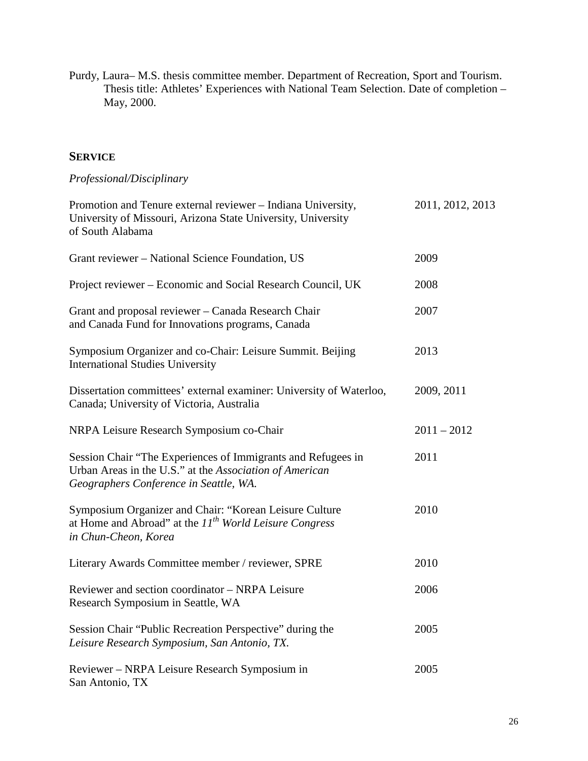Purdy, Laura– M.S. thesis committee member. Department of Recreation, Sport and Tourism. Thesis title: Athletes' Experiences with National Team Selection. Date of completion – May, 2000.

## SERVICE

*Professional/Disciplinary*

| | |
|---|---|
| Promotion and Tenure external reviewer – Indiana University, University of Missouri, Arizona State University, University of South Alabama | 2011, 2012, 2013 |
| Grant reviewer – National Science Foundation, US | 2009 |
| Project reviewer – Economic and Social Research Council, UK | 2008 |
| Grant and proposal reviewer – Canada Research Chair and Canada Fund for Innovations programs, Canada | 2007 |
| Symposium Organizer and co-Chair: Leisure Summit. Beijing International Studies University | 2013 |
| Dissertation committees' external examiner: University of Waterloo, Canada; University of Victoria, Australia | 2009, 2011 |
| NRPA Leisure Research Symposium co-Chair | 2011 – 2012 |
| Session Chair "The Experiences of Immigrants and Refugees in Urban Areas in the U.S." at the *Association of American Geographers Conference in Seattle, WA.* | 2011 |
| Symposium Organizer and Chair: "Korean Leisure Culture at Home and Abroad" at the *11th World Leisure Congress in Chun-Cheon, Korea* | 2010 |
| Literary Awards Committee member / reviewer, SPRE | 2010 |
| Reviewer and section coordinator – NRPA Leisure Research Symposium in Seattle, WA | 2006 |
| Session Chair "Public Recreation Perspective" during the *Leisure Research Symposium, San Antonio, TX.* | 2005 |
| Reviewer – NRPA Leisure Research Symposium in San Antonio, TX | 2005 |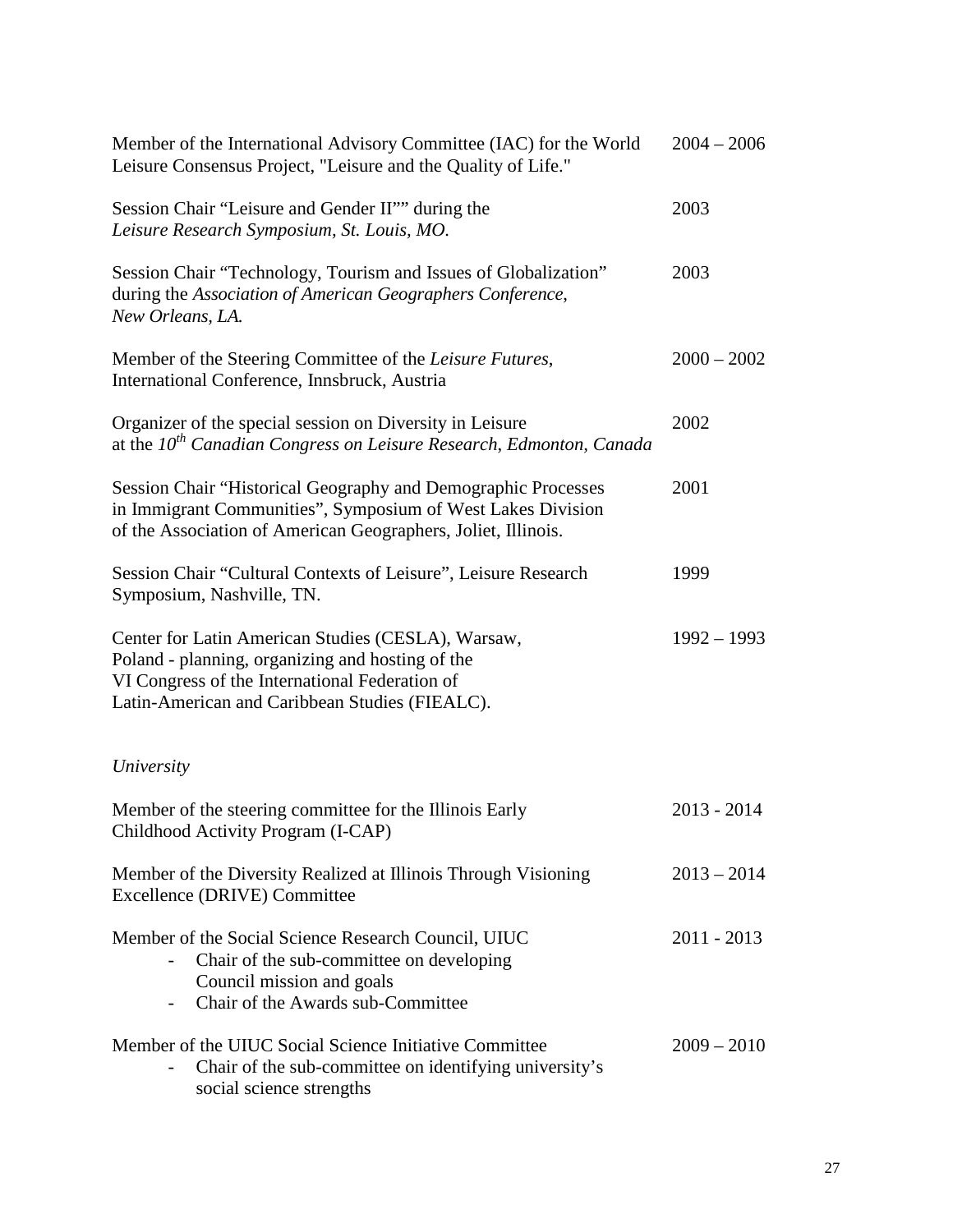| | |
|---|---|
| Member of the International Advisory Committee (IAC) for the World Leisure Consensus Project, "Leisure and the Quality of Life." | 2004 – 2006 |
| Session Chair “Leisure and Gender II”” during the *Leisure Research Symposium, St. Louis, MO.* | 2003 |
| Session Chair “Technology, Tourism and Issues of Globalization” during the *Association of American Geographers Conference, New Orleans, LA.* | 2003 |
| Member of the Steering Committee of the *Leisure Futures*, International Conference, Innsbruck, Austria | 2000 – 2002 |
| Organizer of the special session on Diversity in Leisure at the *10th Canadian Congress on Leisure Research, Edmonton, Canada* | 2002 |
| Session Chair “Historical Geography and Demographic Processes in Immigrant Communities”, Symposium of West Lakes Division of the Association of American Geographers, Joliet, Illinois. | 2001 |
| Session Chair “Cultural Contexts of Leisure”, Leisure Research Symposium, Nashville, TN. | 1999 |
| Center for Latin American Studies (CESLA), Warsaw, Poland - planning, organizing and hosting of the VI Congress of the International Federation of Latin-American and Caribbean Studies (FIEALC). | 1992 – 1993 |

*University*

| | |
|---|---|
| Member of the steering committee for the Illinois Early Childhood Activity Program (I-CAP) | 2013 - 2014 |
| Member of the Diversity Realized at Illinois Through Visioning Excellence (DRIVE) Committee | 2013 – 2014 |
| Member of the Social Science Research Council, UIUC<br>- Chair of the sub-committee on developing Council mission and goals<br>- Chair of the Awards sub-Committee | 2011 - 2013 |
| Member of the UIUC Social Science Initiative Committee<br>- Chair of the sub-committee on identifying university’s social science strengths | 2009 – 2010 |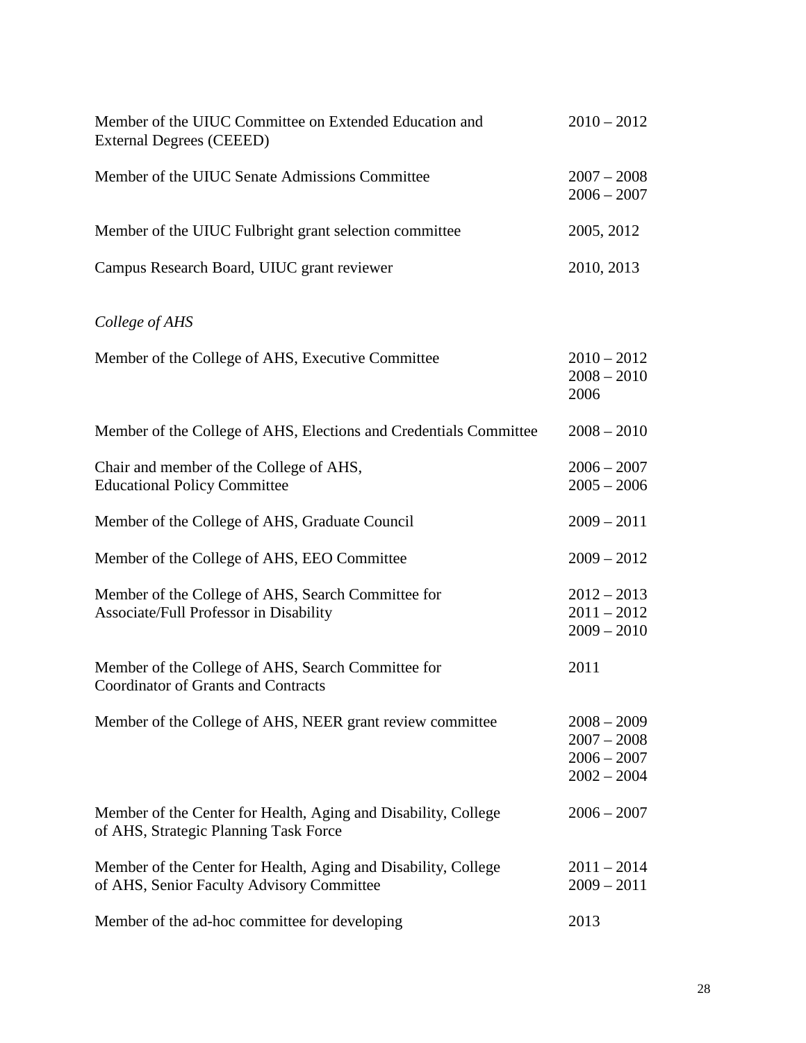| | |
|---|---|
| Member of the UIUC Committee on Extended Education and External Degrees (CEEED) | 2010 – 2012 |
| Member of the UIUC Senate Admissions Committee | 2007 – 2008<br>2006 – 2007 |
| Member of the UIUC Fulbright grant selection committee | 2005, 2012 |
| Campus Research Board, UIUC grant reviewer | 2010, 2013 |

*College of AHS*

| | |
|---|---|
| Member of the College of AHS, Executive Committee | 2010 – 2012<br>2008 – 2010<br>2006 |
| Member of the College of AHS, Elections and Credentials Committee | 2008 – 2010 |
| Chair and member of the College of AHS, Educational Policy Committee | 2006 – 2007<br>2005 – 2006 |
| Member of the College of AHS, Graduate Council | 2009 – 2011 |
| Member of the College of AHS, EEO Committee | 2009 – 2012 |
| Member of the College of AHS, Search Committee for Associate/Full Professor in Disability | 2012 – 2013<br>2011 – 2012<br>2009 – 2010 |
| Member of the College of AHS, Search Committee for Coordinator of Grants and Contracts | 2011 |
| Member of the College of AHS, NEER grant review committee | 2008 – 2009<br>2007 – 2008<br>2006 – 2007<br>2002 – 2004 |
| Member of the Center for Health, Aging and Disability, College of AHS, Strategic Planning Task Force | 2006 – 2007 |
| Member of the Center for Health, Aging and Disability, College of AHS, Senior Faculty Advisory Committee | 2011 – 2014<br>2009 – 2011 |
| Member of the ad-hoc committee for developing | 2013 |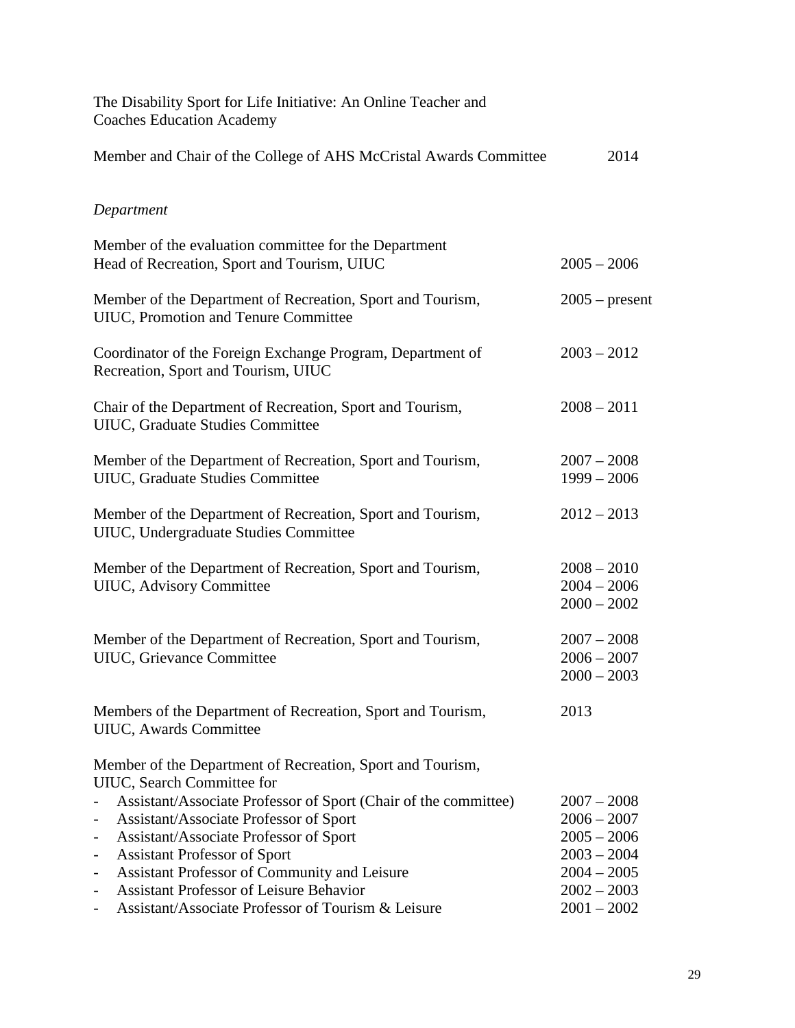The Disability Sport for Life Initiative: An Online Teacher and Coaches Education Academy

Member and Chair of the College of AHS McCristal Awards Committee 2014

*Department*

Member of the evaluation committee for the Department Head of Recreation, Sport and Tourism, UIUC 2005 – 2006

Member of the Department of Recreation, Sport and Tourism, UIUC, Promotion and Tenure Committee 2005 – present

Coordinator of the Foreign Exchange Program, Department of Recreation, Sport and Tourism, UIUC 2003 – 2012

Chair of the Department of Recreation, Sport and Tourism, UIUC, Graduate Studies Committee 2008 – 2011

Member of the Department of Recreation, Sport and Tourism, UIUC, Graduate Studies Committee 2007 – 2008
1999 – 2006

Member of the Department of Recreation, Sport and Tourism, UIUC, Undergraduate Studies Committee 2012 – 2013

Member of the Department of Recreation, Sport and Tourism, UIUC, Advisory Committee 2008 – 2010
2004 – 2006
2000 – 2002

Member of the Department of Recreation, Sport and Tourism, UIUC, Grievance Committee 2007 – 2008
2006 – 2007
2000 – 2003

Members of the Department of Recreation, Sport and Tourism, UIUC, Awards Committee 2013

Member of the Department of Recreation, Sport and Tourism, UIUC, Search Committee for

- Assistant/Associate Professor of Sport (Chair of the committee) 2007 – 2008
- Assistant/Associate Professor of Sport 2006 – 2007
- Assistant/Associate Professor of Sport 2005 – 2006
- Assistant Professor of Sport 2003 – 2004
- Assistant Professor of Community and Leisure 2004 – 2005
- Assistant Professor of Leisure Behavior 2002 – 2003
- Assistant/Associate Professor of Tourism & Leisure 2001 – 2002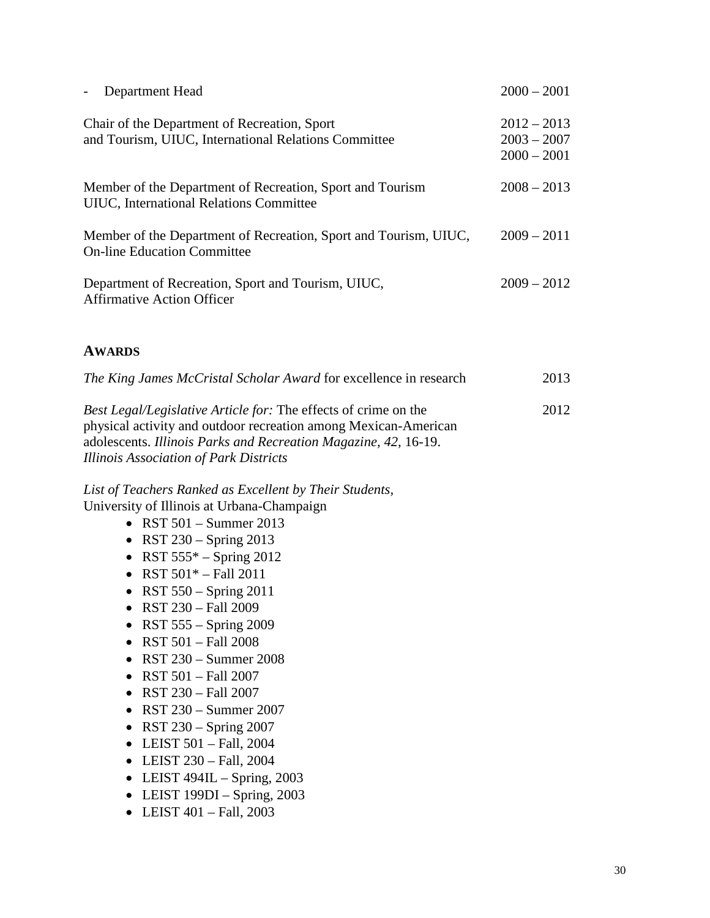- Department Head 2000 – 2001

Chair of the Department of Recreation, Sport and Tourism, UIUC, International Relations Committee 2012 – 2013, 2003 – 2007, 2000 – 2001

Member of the Department of Recreation, Sport and Tourism UIUC, International Relations Committee 2008 – 2013

Member of the Department of Recreation, Sport and Tourism, UIUC, On-line Education Committee 2009 – 2011

Department of Recreation, Sport and Tourism, UIUC, Affirmative Action Officer 2009 – 2012

## AWARDS

*The King James McCristal Scholar Award* for excellence in research 2013

*Best Legal/Legislative Article for:* The effects of crime on the physical activity and outdoor recreation among Mexican-American adolescents. *Illinois Parks and Recreation Magazine, 42,* 16-19. *Illinois Association of Park Districts* 2012

*List of Teachers Ranked as Excellent by Their Students,*
University of Illinois at Urbana-Champaign

- RST 501 – Summer 2013
- RST 230 – Spring 2013
- RST 555* – Spring 2012
- RST 501* – Fall 2011
- RST 550 – Spring 2011
- RST 230 – Fall 2009
- RST 555 – Spring 2009
- RST 501 – Fall 2008
- RST 230 – Summer 2008
- RST 501 – Fall 2007
- RST 230 – Fall 2007
- RST 230 – Summer 2007
- RST 230 – Spring 2007
- LEIST 501 – Fall, 2004
- LEIST 230 – Fall, 2004
- LEIST 494IL – Spring, 2003
- LEIST 199DI – Spring, 2003
- LEIST 401 – Fall, 2003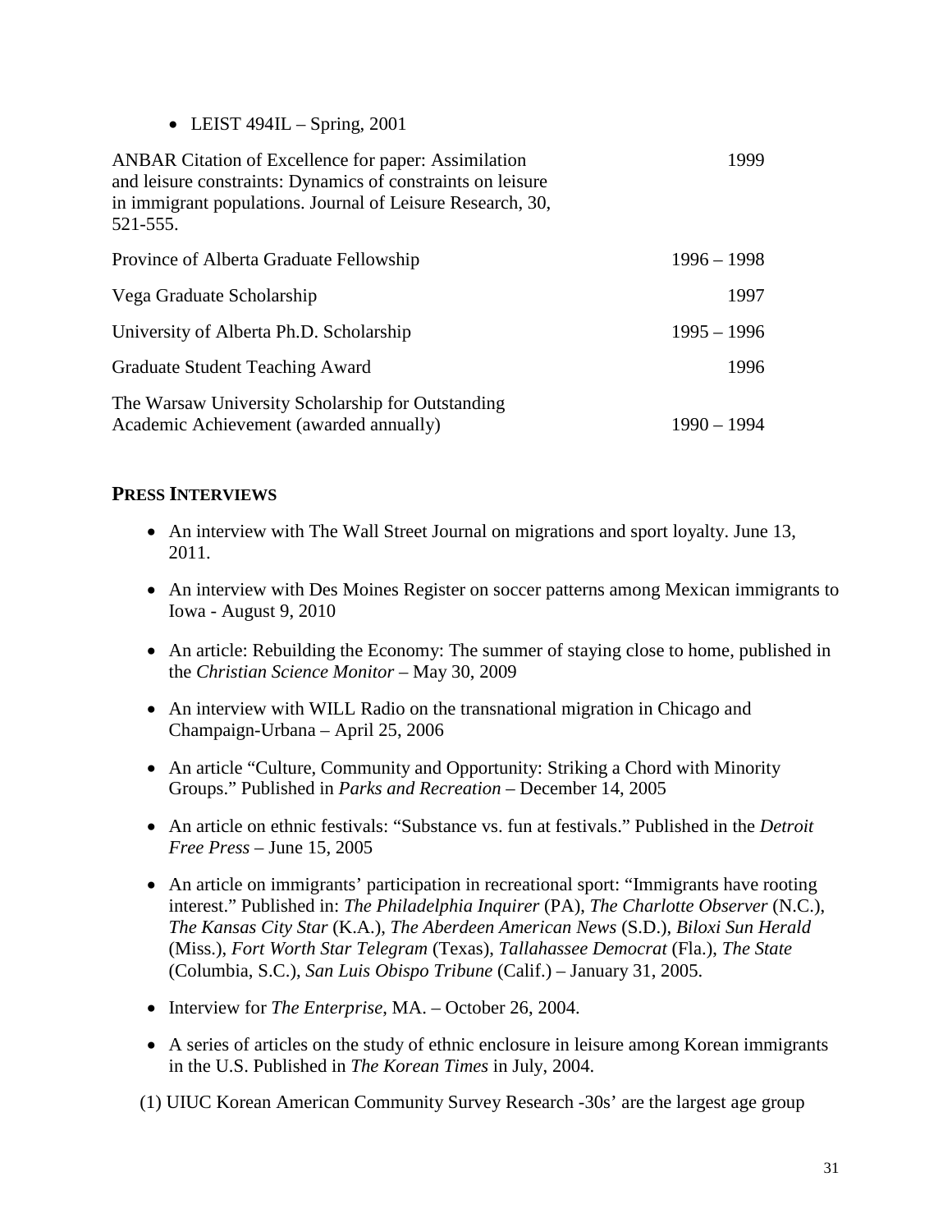- LEIST 494IL – Spring, 2001

| | |
|---|---|
| ANBAR Citation of Excellence for paper: Assimilation and leisure constraints: Dynamics of constraints on leisure in immigrant populations. Journal of Leisure Research, 30, 521-555. | 1999 |
| Province of Alberta Graduate Fellowship | 1996 – 1998 |
| Vega Graduate Scholarship | 1997 |
| University of Alberta Ph.D. Scholarship | 1995 – 1996 |
| Graduate Student Teaching Award | 1996 |
| The Warsaw University Scholarship for Outstanding Academic Achievement (awarded annually) | 1990 – 1994 |

## PRESS INTERVIEWS

- An interview with The Wall Street Journal on migrations and sport loyalty. June 13, 2011.
- An interview with Des Moines Register on soccer patterns among Mexican immigrants to Iowa - August 9, 2010
- An article: Rebuilding the Economy: The summer of staying close to home, published in the *Christian Science Monitor* – May 30, 2009
- An interview with WILL Radio on the transnational migration in Chicago and Champaign-Urbana – April 25, 2006
- An article "Culture, Community and Opportunity: Striking a Chord with Minority Groups." Published in *Parks and Recreation* – December 14, 2005
- An article on ethnic festivals: "Substance vs. fun at festivals." Published in the *Detroit Free Press* – June 15, 2005
- An article on immigrants' participation in recreational sport: "Immigrants have rooting interest." Published in: *The Philadelphia Inquirer* (PA), *The Charlotte Observer* (N.C.), *The Kansas City Star* (K.A.), *The Aberdeen American News* (S.D.), *Biloxi Sun Herald* (Miss.), *Fort Worth Star Telegram* (Texas), *Tallahassee Democrat* (Fla.), *The State* (Columbia, S.C.), *San Luis Obispo Tribune* (Calif.) – January 31, 2005.
- Interview for *The Enterprise*, MA. – October 26, 2004.
- A series of articles on the study of ethnic enclosure in leisure among Korean immigrants in the U.S. Published in *The Korean Times* in July, 2004.

(1) UIUC Korean American Community Survey Research -30s' are the largest age group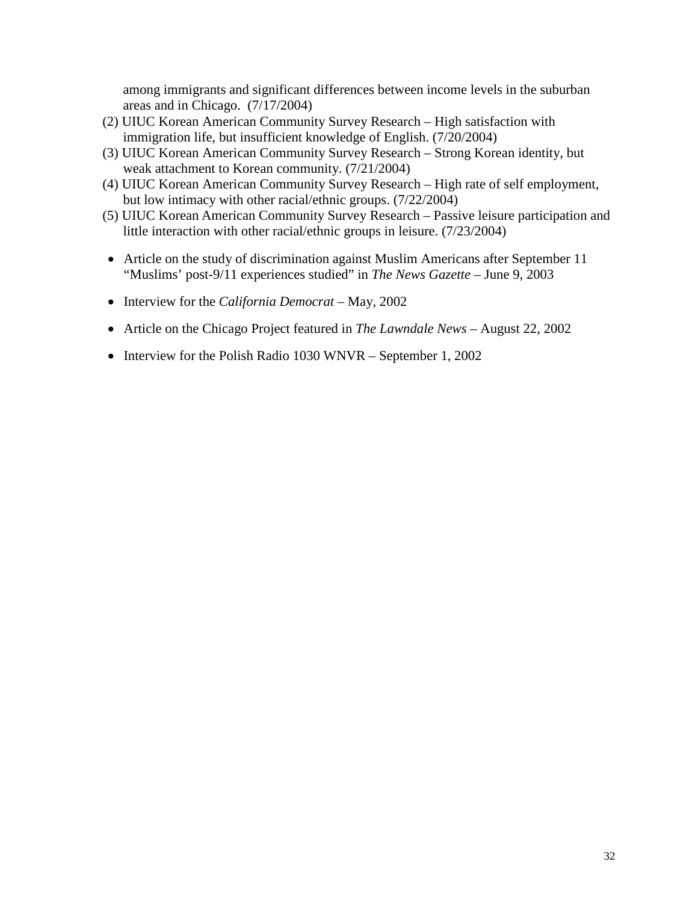among immigrants and significant differences between income levels in the suburban areas and in Chicago. (7/17/2004)

(2) UIUC Korean American Community Survey Research – High satisfaction with immigration life, but insufficient knowledge of English. (7/20/2004)

(3) UIUC Korean American Community Survey Research – Strong Korean identity, but weak attachment to Korean community. (7/21/2004)

(4) UIUC Korean American Community Survey Research – High rate of self employment, but low intimacy with other racial/ethnic groups. (7/22/2004)

(5) UIUC Korean American Community Survey Research – Passive leisure participation and little interaction with other racial/ethnic groups in leisure. (7/23/2004)

- Article on the study of discrimination against Muslim Americans after September 11 "Muslims' post-9/11 experiences studied" in *The News Gazette* – June 9, 2003
- Interview for the *California Democrat* – May, 2002
- Article on the Chicago Project featured in *The Lawndale News* – August 22, 2002
- Interview for the Polish Radio 1030 WNVR – September 1, 2002